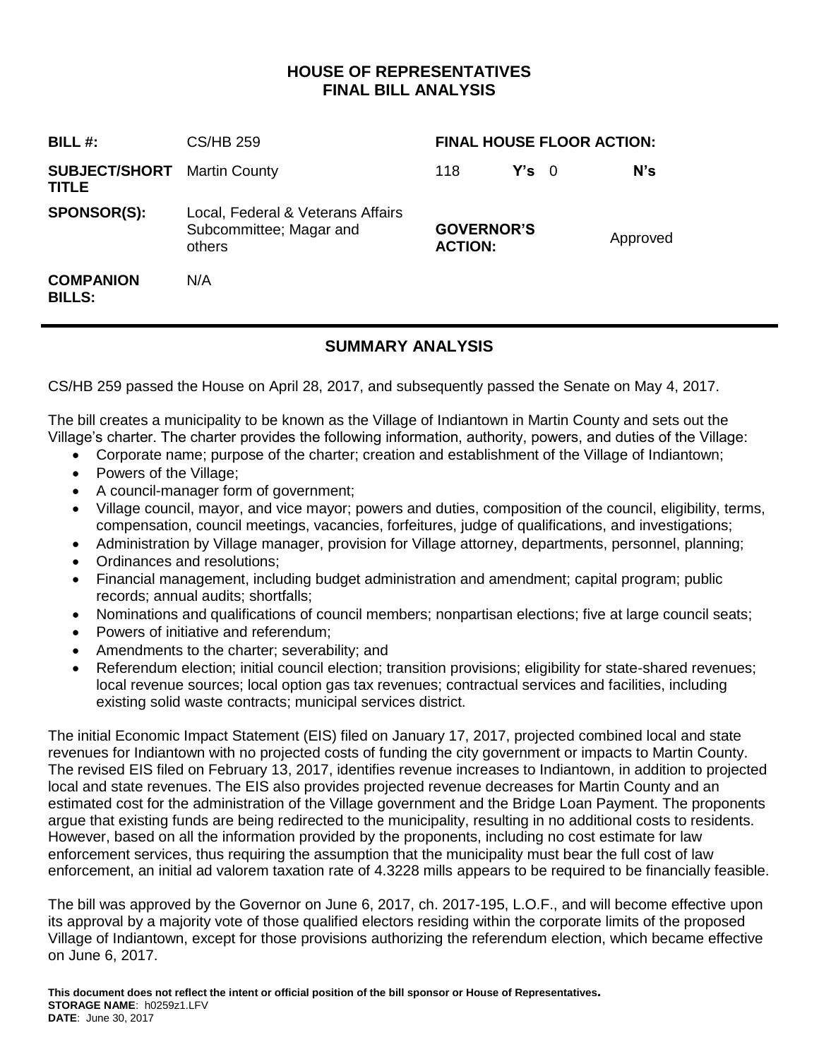# HOUSE OF REPRESENTATIVES
# FINAL BILL ANALYSIS

| | | | | |
|---|---|---|---|---|
| **BILL #:** | CS/HB 259 | **FINAL HOUSE FLOOR ACTION:** | | |
| **SUBJECT/SHORT TITLE** | Martin County | 118 **Y's** | 0 | **N's** |
| **SPONSOR(S):** | Local, Federal & Veterans Affairs Subcommittee; Magar and others | **GOVERNOR'S ACTION:** | | Approved |
| **COMPANION BILLS:** | N/A | | | |

## SUMMARY ANALYSIS

CS/HB 259 passed the House on April 28, 2017, and subsequently passed the Senate on May 4, 2017.

The bill creates a municipality to be known as the Village of Indiantown in Martin County and sets out the Village's charter. The charter provides the following information, authority, powers, and duties of the Village:

- Corporate name; purpose of the charter; creation and establishment of the Village of Indiantown;
- Powers of the Village;
- A council-manager form of government;
- Village council, mayor, and vice mayor; powers and duties, composition of the council, eligibility, terms, compensation, council meetings, vacancies, forfeitures, judge of qualifications, and investigations;
- Administration by Village manager, provision for Village attorney, departments, personnel, planning;
- Ordinances and resolutions;
- Financial management, including budget administration and amendment; capital program; public records; annual audits; shortfalls;
- Nominations and qualifications of council members; nonpartisan elections; five at large council seats;
- Powers of initiative and referendum;
- Amendments to the charter; severability; and
- Referendum election; initial council election; transition provisions; eligibility for state-shared revenues; local revenue sources; local option gas tax revenues; contractual services and facilities, including existing solid waste contracts; municipal services district.

The initial Economic Impact Statement (EIS) filed on January 17, 2017, projected combined local and state revenues for Indiantown with no projected costs of funding the city government or impacts to Martin County. The revised EIS filed on February 13, 2017, identifies revenue increases to Indiantown, in addition to projected local and state revenues. The EIS also provides projected revenue decreases for Martin County and an estimated cost for the administration of the Village government and the Bridge Loan Payment. The proponents argue that existing funds are being redirected to the municipality, resulting in no additional costs to residents. However, based on all the information provided by the proponents, including no cost estimate for law enforcement services, thus requiring the assumption that the municipality must bear the full cost of law enforcement, an initial ad valorem taxation rate of 4.3228 mills appears to be required to be financially feasible.

The bill was approved by the Governor on June 6, 2017, ch. 2017-195, L.O.F., and will become effective upon its approval by a majority vote of those qualified electors residing within the corporate limits of the proposed Village of Indiantown, except for those provisions authorizing the referendum election, which became effective on June 6, 2017.

**This document does not reflect the intent or official position of the bill sponsor or House of Representatives.**
**STORAGE NAME**: h0259z1.LFV
**DATE**: June 30, 2017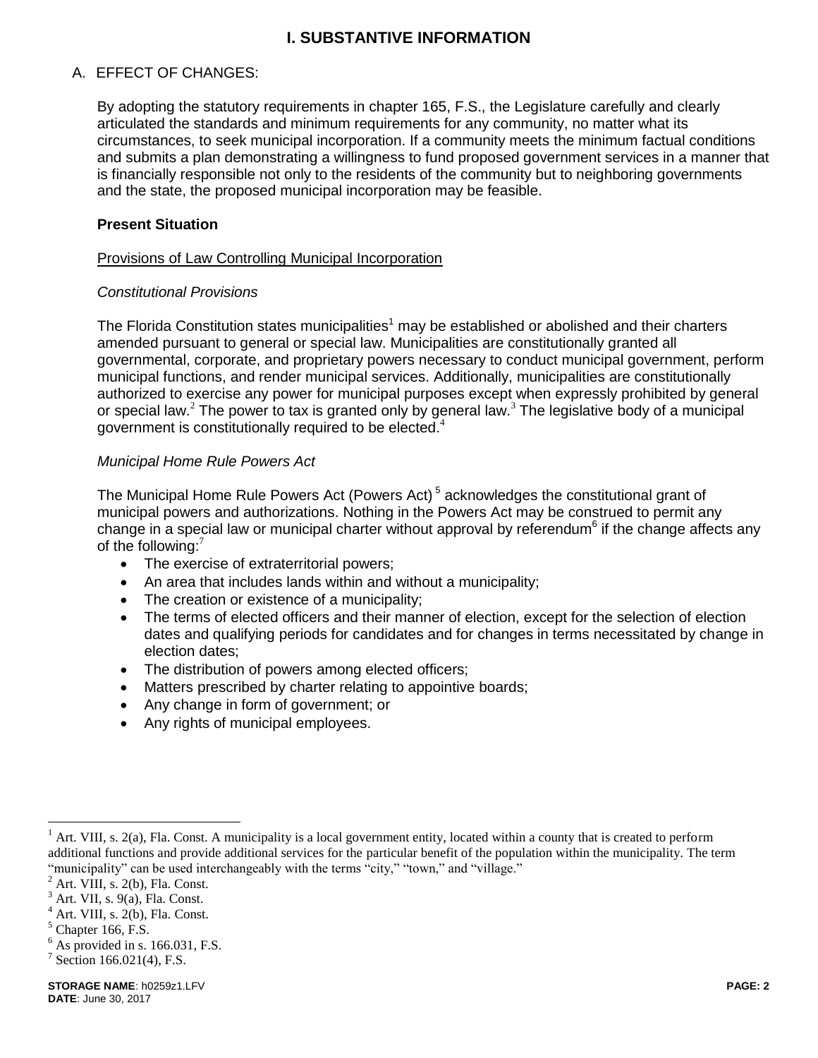# I. SUBSTANTIVE INFORMATION

## A. EFFECT OF CHANGES:

By adopting the statutory requirements in chapter 165, F.S., the Legislature carefully and clearly articulated the standards and minimum requirements for any community, no matter what its circumstances, to seek municipal incorporation. If a community meets the minimum factual conditions and submits a plan demonstrating a willingness to fund proposed government services in a manner that is financially responsible not only to the residents of the community but to neighboring governments and the state, the proposed municipal incorporation may be feasible.

### Present Situation

Provisions of Law Controlling Municipal Incorporation

*Constitutional Provisions*

The Florida Constitution states municipalities[1] may be established or abolished and their charters amended pursuant to general or special law. Municipalities are constitutionally granted all governmental, corporate, and proprietary powers necessary to conduct municipal government, perform municipal functions, and render municipal services. Additionally, municipalities are constitutionally authorized to exercise any power for municipal purposes except when expressly prohibited by general or special law.[2] The power to tax is granted only by general law.[3] The legislative body of a municipal government is constitutionally required to be elected.[4]

*Municipal Home Rule Powers Act*

The Municipal Home Rule Powers Act (Powers Act)[5] acknowledges the constitutional grant of municipal powers and authorizations. Nothing in the Powers Act may be construed to permit any change in a special law or municipal charter without approval by referendum[6] if the change affects any of the following:[7]

- The exercise of extraterritorial powers;
- An area that includes lands within and without a municipality;
- The creation or existence of a municipality;
- The terms of elected officers and their manner of election, except for the selection of election dates and qualifying periods for candidates and for changes in terms necessitated by change in election dates;
- The distribution of powers among elected officers;
- Matters prescribed by charter relating to appointive boards;
- Any change in form of government; or
- Any rights of municipal employees.

---

[1] Art. VIII, s. 2(a), Fla. Const. A municipality is a local government entity, located within a county that is created to perform additional functions and provide additional services for the particular benefit of the population within the municipality. The term "municipality" can be used interchangeably with the terms "city," "town," and "village."

[2] Art. VIII, s. 2(b), Fla. Const.

[3] Art. VII, s. 9(a), Fla. Const.

[4] Art. VIII, s. 2(b), Fla. Const.

[5] Chapter 166, F.S.

[6] As provided in s. 166.031, F.S.

[7] Section 166.021(4), F.S.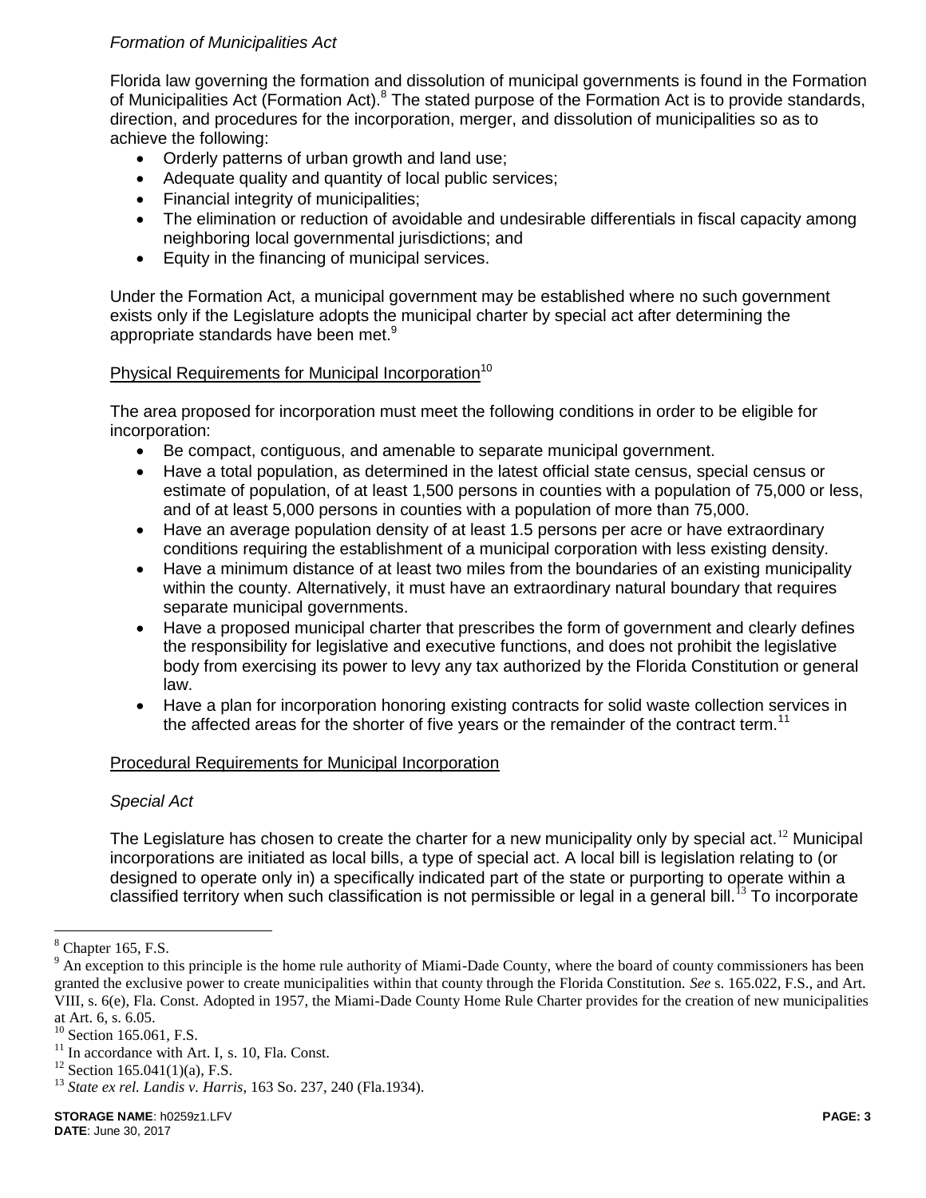*Formation of Municipalities Act*

Florida law governing the formation and dissolution of municipal governments is found in the Formation of Municipalities Act (Formation Act).[8] The stated purpose of the Formation Act is to provide standards, direction, and procedures for the incorporation, merger, and dissolution of municipalities so as to achieve the following:

- Orderly patterns of urban growth and land use;
- Adequate quality and quantity of local public services;
- Financial integrity of municipalities;
- The elimination or reduction of avoidable and undesirable differentials in fiscal capacity among neighboring local governmental jurisdictions; and
- Equity in the financing of municipal services.

Under the Formation Act, a municipal government may be established where no such government exists only if the Legislature adopts the municipal charter by special act after determining the appropriate standards have been met.[9]

<u>Physical Requirements for Municipal Incorporation</u>[10]

The area proposed for incorporation must meet the following conditions in order to be eligible for incorporation:

- Be compact, contiguous, and amenable to separate municipal government.
- Have a total population, as determined in the latest official state census, special census or estimate of population, of at least 1,500 persons in counties with a population of 75,000 or less, and of at least 5,000 persons in counties with a population of more than 75,000.
- Have an average population density of at least 1.5 persons per acre or have extraordinary conditions requiring the establishment of a municipal corporation with less existing density.
- Have a minimum distance of at least two miles from the boundaries of an existing municipality within the county. Alternatively, it must have an extraordinary natural boundary that requires separate municipal governments.
- Have a proposed municipal charter that prescribes the form of government and clearly defines the responsibility for legislative and executive functions, and does not prohibit the legislative body from exercising its power to levy any tax authorized by the Florida Constitution or general law.
- Have a plan for incorporation honoring existing contracts for solid waste collection services in the affected areas for the shorter of five years or the remainder of the contract term.[11]

<u>Procedural Requirements for Municipal Incorporation</u>

*Special Act*

The Legislature has chosen to create the charter for a new municipality only by special act.[12] Municipal incorporations are initiated as local bills, a type of special act. A local bill is legislation relating to (or designed to operate only in) a specifically indicated part of the state or purporting to operate within a classified territory when such classification is not permissible or legal in a general bill.[13] To incorporate

---

[8] Chapter 165, F.S.

[9] An exception to this principle is the home rule authority of Miami-Dade County, where the board of county commissioners has been granted the exclusive power to create municipalities within that county through the Florida Constitution. *See* s. 165.022, F.S., and Art. VIII, s. 6(e), Fla. Const. Adopted in 1957, the Miami-Dade County Home Rule Charter provides for the creation of new municipalities at Art. 6, s. 6.05.

[10] Section 165.061, F.S.

[11] In accordance with Art. I, s. 10, Fla. Const.

[12] Section 165.041(1)(a), F.S.

[13] *State ex rel. Landis v. Harris*, 163 So. 237, 240 (Fla.1934).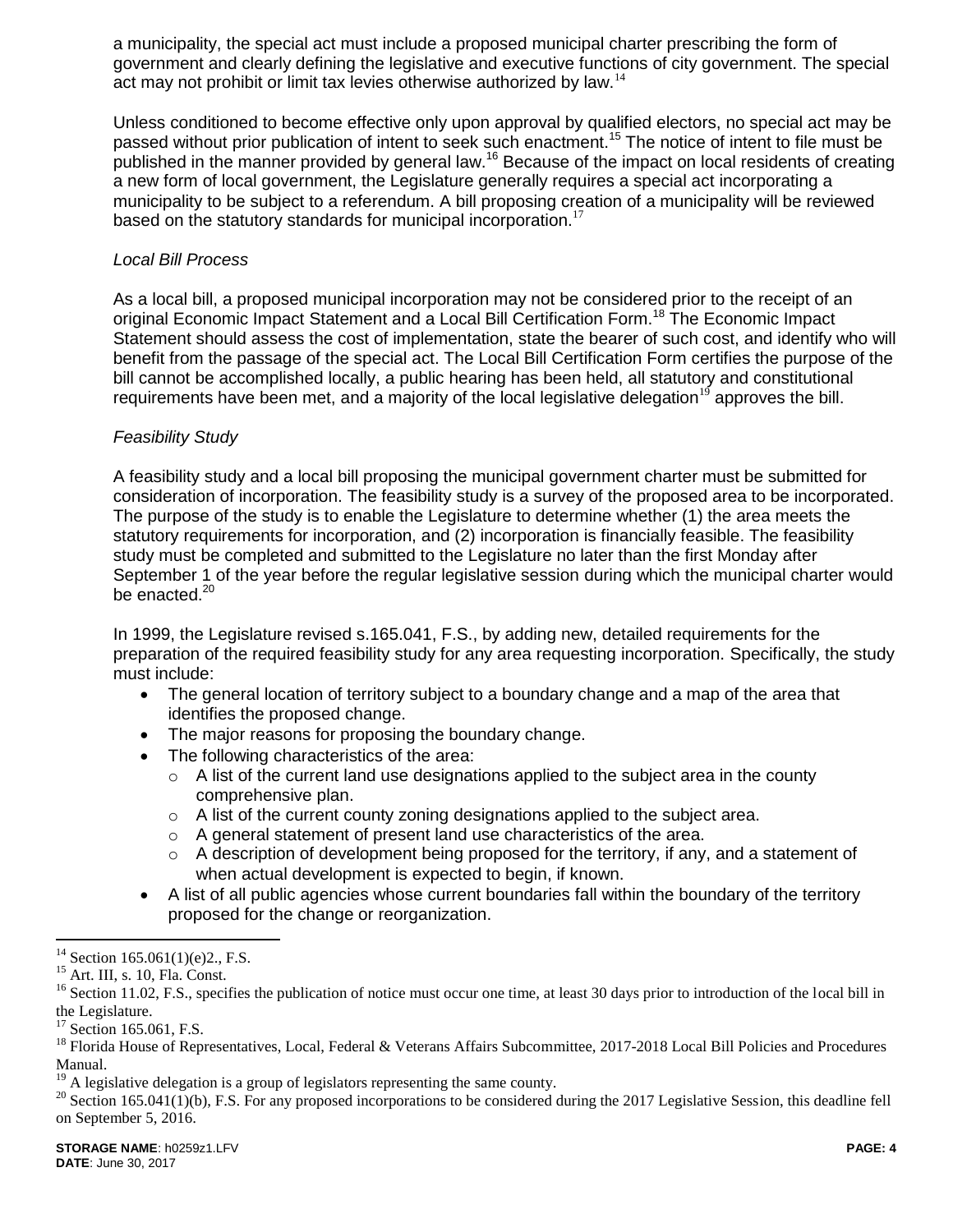a municipality, the special act must include a proposed municipal charter prescribing the form of government and clearly defining the legislative and executive functions of city government. The special act may not prohibit or limit tax levies otherwise authorized by law.[14]

Unless conditioned to become effective only upon approval by qualified electors, no special act may be passed without prior publication of intent to seek such enactment.[15] The notice of intent to file must be published in the manner provided by general law.[16] Because of the impact on local residents of creating a new form of local government, the Legislature generally requires a special act incorporating a municipality to be subject to a referendum. A bill proposing creation of a municipality will be reviewed based on the statutory standards for municipal incorporation.[17]

*Local Bill Process*

As a local bill, a proposed municipal incorporation may not be considered prior to the receipt of an original Economic Impact Statement and a Local Bill Certification Form.[18] The Economic Impact Statement should assess the cost of implementation, state the bearer of such cost, and identify who will benefit from the passage of the special act. The Local Bill Certification Form certifies the purpose of the bill cannot be accomplished locally, a public hearing has been held, all statutory and constitutional requirements have been met, and a majority of the local legislative delegation[19] approves the bill.

*Feasibility Study*

A feasibility study and a local bill proposing the municipal government charter must be submitted for consideration of incorporation. The feasibility study is a survey of the proposed area to be incorporated. The purpose of the study is to enable the Legislature to determine whether (1) the area meets the statutory requirements for incorporation, and (2) incorporation is financially feasible. The feasibility study must be completed and submitted to the Legislature no later than the first Monday after September 1 of the year before the regular legislative session during which the municipal charter would be enacted.[20]

In 1999, the Legislature revised s.165.041, F.S., by adding new, detailed requirements for the preparation of the required feasibility study for any area requesting incorporation. Specifically, the study must include:

- The general location of territory subject to a boundary change and a map of the area that identifies the proposed change.
- The major reasons for proposing the boundary change.
- The following characteristics of the area:
  - A list of the current land use designations applied to the subject area in the county comprehensive plan.
  - A list of the current county zoning designations applied to the subject area.
  - A general statement of present land use characteristics of the area.
  - A description of development being proposed for the territory, if any, and a statement of when actual development is expected to begin, if known.
- A list of all public agencies whose current boundaries fall within the boundary of the territory proposed for the change or reorganization.

---

[14] Section 165.061(1)(e)2., F.S.
[15] Art. III, s. 10, Fla. Const.
[16] Section 11.02, F.S., specifies the publication of notice must occur one time, at least 30 days prior to introduction of the local bill in the Legislature.
[17] Section 165.061, F.S.
[18] Florida House of Representatives, Local, Federal & Veterans Affairs Subcommittee, 2017-2018 Local Bill Policies and Procedures Manual.
[19] A legislative delegation is a group of legislators representing the same county.
[20] Section 165.041(1)(b), F.S. For any proposed incorporations to be considered during the 2017 Legislative Session, this deadline fell on September 5, 2016.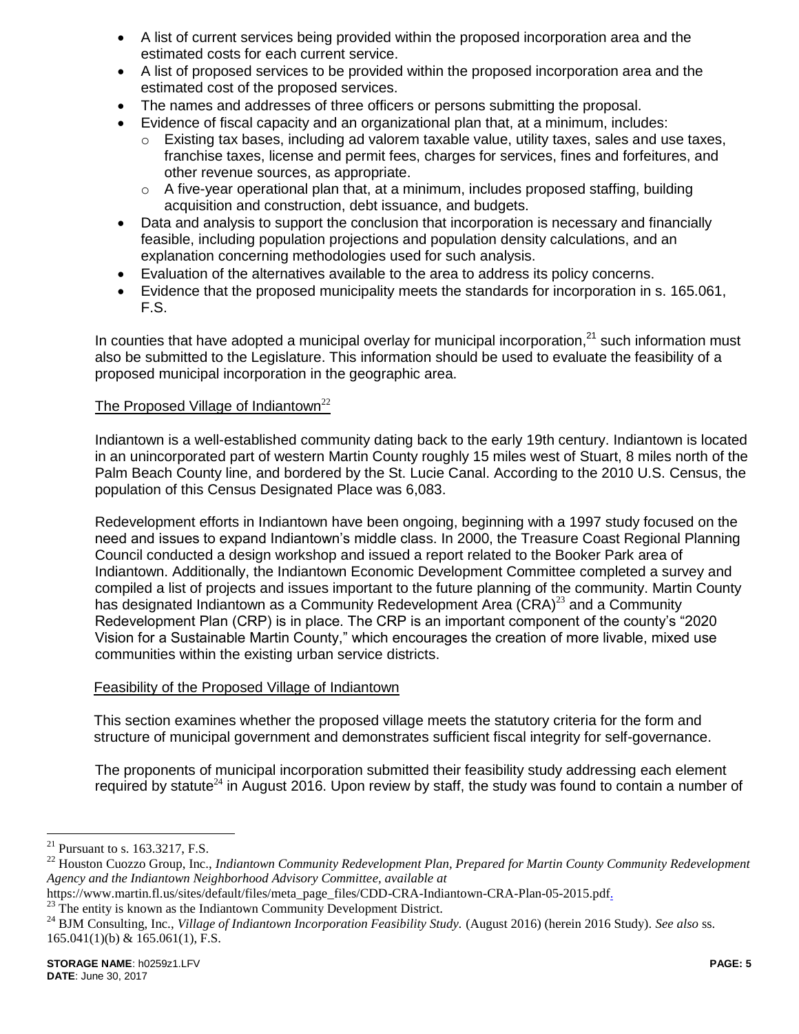- A list of current services being provided within the proposed incorporation area and the estimated costs for each current service.
- A list of proposed services to be provided within the proposed incorporation area and the estimated cost of the proposed services.
- The names and addresses of three officers or persons submitting the proposal.
- Evidence of fiscal capacity and an organizational plan that, at a minimum, includes:
  - Existing tax bases, including ad valorem taxable value, utility taxes, sales and use taxes, franchise taxes, license and permit fees, charges for services, fines and forfeitures, and other revenue sources, as appropriate.
  - A five-year operational plan that, at a minimum, includes proposed staffing, building acquisition and construction, debt issuance, and budgets.
- Data and analysis to support the conclusion that incorporation is necessary and financially feasible, including population projections and population density calculations, and an explanation concerning methodologies used for such analysis.
- Evaluation of the alternatives available to the area to address its policy concerns.
- Evidence that the proposed municipality meets the standards for incorporation in s. 165.061, F.S.

In counties that have adopted a municipal overlay for municipal incorporation,[21] such information must also be submitted to the Legislature. This information should be used to evaluate the feasibility of a proposed municipal incorporation in the geographic area.

The Proposed Village of Indiantown[22]

Indiantown is a well-established community dating back to the early 19th century. Indiantown is located in an unincorporated part of western Martin County roughly 15 miles west of Stuart, 8 miles north of the Palm Beach County line, and bordered by the St. Lucie Canal. According to the 2010 U.S. Census, the population of this Census Designated Place was 6,083.

Redevelopment efforts in Indiantown have been ongoing, beginning with a 1997 study focused on the need and issues to expand Indiantown's middle class. In 2000, the Treasure Coast Regional Planning Council conducted a design workshop and issued a report related to the Booker Park area of Indiantown. Additionally, the Indiantown Economic Development Committee completed a survey and compiled a list of projects and issues important to the future planning of the community. Martin County has designated Indiantown as a Community Redevelopment Area (CRA)[23] and a Community Redevelopment Plan (CRP) is in place. The CRP is an important component of the county's "2020 Vision for a Sustainable Martin County," which encourages the creation of more livable, mixed use communities within the existing urban service districts.

Feasibility of the Proposed Village of Indiantown

This section examines whether the proposed village meets the statutory criteria for the form and structure of municipal government and demonstrates sufficient fiscal integrity for self-governance.

The proponents of municipal incorporation submitted their feasibility study addressing each element required by statute[24] in August 2016. Upon review by staff, the study was found to contain a number of

---

[21] Pursuant to s. 163.3217, F.S.

[22] Houston Cuozzo Group, Inc., *Indiantown Community Redevelopment Plan, Prepared for Martin County Community Redevelopment Agency and the Indiantown Neighborhood Advisory Committee, available at* https://www.martin.fl.us/sites/default/files/meta_page_files/CDD-CRA-Indiantown-CRA-Plan-05-2015.pdf.

[23] The entity is known as the Indiantown Community Development District.

[24] BJM Consulting, Inc., *Village of Indiantown Incorporation Feasibility Study.* (August 2016) (herein 2016 Study). *See also* ss. 165.041(1)(b) & 165.061(1), F.S.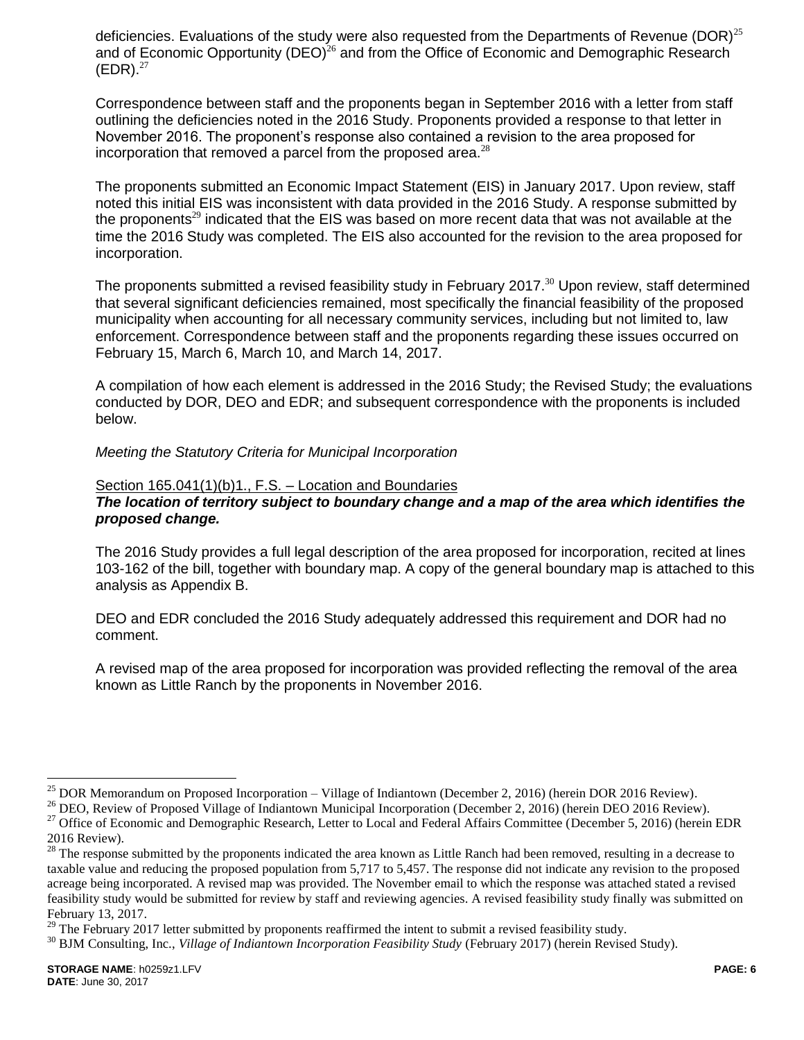deficiencies. Evaluations of the study were also requested from the Departments of Revenue (DOR)[25] and of Economic Opportunity (DEO)[26] and from the Office of Economic and Demographic Research (EDR).[27]

Correspondence between staff and the proponents began in September 2016 with a letter from staff outlining the deficiencies noted in the 2016 Study. Proponents provided a response to that letter in November 2016. The proponent's response also contained a revision to the area proposed for incorporation that removed a parcel from the proposed area.[28]

The proponents submitted an Economic Impact Statement (EIS) in January 2017. Upon review, staff noted this initial EIS was inconsistent with data provided in the 2016 Study. A response submitted by the proponents[29] indicated that the EIS was based on more recent data that was not available at the time the 2016 Study was completed. The EIS also accounted for the revision to the area proposed for incorporation.

The proponents submitted a revised feasibility study in February 2017.[30] Upon review, staff determined that several significant deficiencies remained, most specifically the financial feasibility of the proposed municipality when accounting for all necessary community services, including but not limited to, law enforcement. Correspondence between staff and the proponents regarding these issues occurred on February 15, March 6, March 10, and March 14, 2017.

A compilation of how each element is addressed in the 2016 Study; the Revised Study; the evaluations conducted by DOR, DEO and EDR; and subsequent correspondence with the proponents is included below.

*Meeting the Statutory Criteria for Municipal Incorporation*

<u>Section 165.041(1)(b)1., F.S. – Location and Boundaries</u>

***The location of territory subject to boundary change and a map of the area which identifies the proposed change.***

The 2016 Study provides a full legal description of the area proposed for incorporation, recited at lines 103-162 of the bill, together with boundary map. A copy of the general boundary map is attached to this analysis as Appendix B.

DEO and EDR concluded the 2016 Study adequately addressed this requirement and DOR had no comment.

A revised map of the area proposed for incorporation was provided reflecting the removal of the area known as Little Ranch by the proponents in November 2016.

---

[25] DOR Memorandum on Proposed Incorporation – Village of Indiantown (December 2, 2016) (herein DOR 2016 Review).

[26] DEO, Review of Proposed Village of Indiantown Municipal Incorporation (December 2, 2016) (herein DEO 2016 Review).

[27] Office of Economic and Demographic Research, Letter to Local and Federal Affairs Committee (December 5, 2016) (herein EDR 2016 Review).

[28] The response submitted by the proponents indicated the area known as Little Ranch had been removed, resulting in a decrease to taxable value and reducing the proposed population from 5,717 to 5,457. The response did not indicate any revision to the proposed acreage being incorporated. A revised map was provided. The November email to which the response was attached stated a revised feasibility study would be submitted for review by staff and reviewing agencies. A revised feasibility study finally was submitted on February 13, 2017.

[29] The February 2017 letter submitted by proponents reaffirmed the intent to submit a revised feasibility study.

[30] BJM Consulting, Inc., *Village of Indiantown Incorporation Feasibility Study* (February 2017) (herein Revised Study).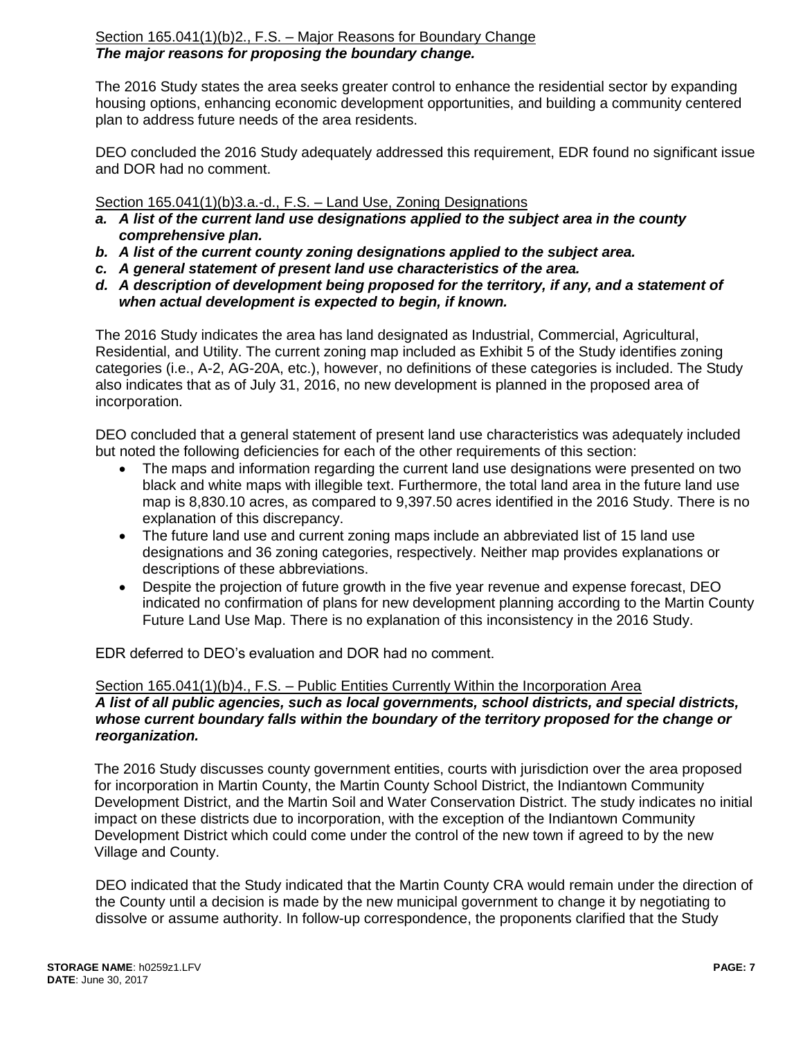Section 165.041(1)(b)2., F.S. – Major Reasons for Boundary Change
***The major reasons for proposing the boundary change.***

The 2016 Study states the area seeks greater control to enhance the residential sector by expanding housing options, enhancing economic development opportunities, and building a community centered plan to address future needs of the area residents.

DEO concluded the 2016 Study adequately addressed this requirement, EDR found no significant issue and DOR had no comment.

Section 165.041(1)(b)3.a.-d., F.S. – Land Use, Zoning Designations

- ***a. A list of the current land use designations applied to the subject area in the county comprehensive plan.***
- ***b. A list of the current county zoning designations applied to the subject area.***
- ***c. A general statement of present land use characteristics of the area.***
- ***d. A description of development being proposed for the territory, if any, and a statement of when actual development is expected to begin, if known.***

The 2016 Study indicates the area has land designated as Industrial, Commercial, Agricultural, Residential, and Utility. The current zoning map included as Exhibit 5 of the Study identifies zoning categories (i.e., A-2, AG-20A, etc.), however, no definitions of these categories is included. The Study also indicates that as of July 31, 2016, no new development is planned in the proposed area of incorporation.

DEO concluded that a general statement of present land use characteristics was adequately included but noted the following deficiencies for each of the other requirements of this section:

- The maps and information regarding the current land use designations were presented on two black and white maps with illegible text. Furthermore, the total land area in the future land use map is 8,830.10 acres, as compared to 9,397.50 acres identified in the 2016 Study. There is no explanation of this discrepancy.
- The future land use and current zoning maps include an abbreviated list of 15 land use designations and 36 zoning categories, respectively. Neither map provides explanations or descriptions of these abbreviations.
- Despite the projection of future growth in the five year revenue and expense forecast, DEO indicated no confirmation of plans for new development planning according to the Martin County Future Land Use Map. There is no explanation of this inconsistency in the 2016 Study.

EDR deferred to DEO's evaluation and DOR had no comment.

Section 165.041(1)(b)4., F.S. – Public Entities Currently Within the Incorporation Area
***A list of all public agencies, such as local governments, school districts, and special districts, whose current boundary falls within the boundary of the territory proposed for the change or reorganization.***

The 2016 Study discusses county government entities, courts with jurisdiction over the area proposed for incorporation in Martin County, the Martin County School District, the Indiantown Community Development District, and the Martin Soil and Water Conservation District. The study indicates no initial impact on these districts due to incorporation, with the exception of the Indiantown Community Development District which could come under the control of the new town if agreed to by the new Village and County.

DEO indicated that the Study indicated that the Martin County CRA would remain under the direction of the County until a decision is made by the new municipal government to change it by negotiating to dissolve or assume authority. In follow-up correspondence, the proponents clarified that the Study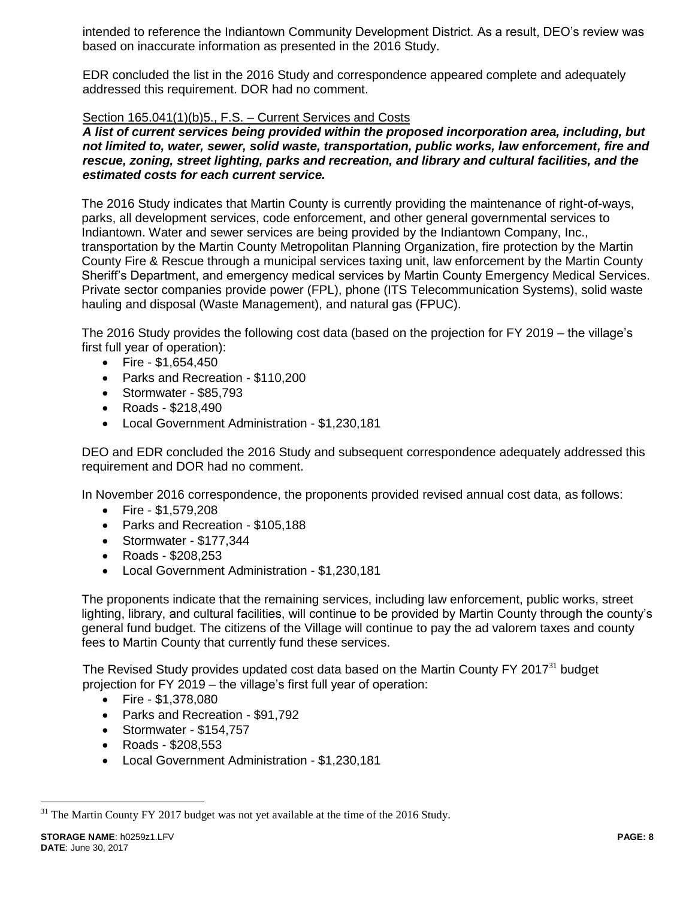intended to reference the Indiantown Community Development District. As a result, DEO's review was based on inaccurate information as presented in the 2016 Study.

EDR concluded the list in the 2016 Study and correspondence appeared complete and adequately addressed this requirement. DOR had no comment.

Section 165.041(1)(b)5., F.S. – Current Services and Costs

***A list of current services being provided within the proposed incorporation area, including, but not limited to, water, sewer, solid waste, transportation, public works, law enforcement, fire and rescue, zoning, street lighting, parks and recreation, and library and cultural facilities, and the estimated costs for each current service.***

The 2016 Study indicates that Martin County is currently providing the maintenance of right-of-ways, parks, all development services, code enforcement, and other general governmental services to Indiantown. Water and sewer services are being provided by the Indiantown Company, Inc., transportation by the Martin County Metropolitan Planning Organization, fire protection by the Martin County Fire & Rescue through a municipal services taxing unit, law enforcement by the Martin County Sheriff's Department, and emergency medical services by Martin County Emergency Medical Services. Private sector companies provide power (FPL), phone (ITS Telecommunication Systems), solid waste hauling and disposal (Waste Management), and natural gas (FPUC).

The 2016 Study provides the following cost data (based on the projection for FY 2019 – the village's first full year of operation):

- Fire - $1,654,450
- Parks and Recreation - $110,200
- Stormwater - $85,793
- Roads - $218,490
- Local Government Administration - $1,230,181

DEO and EDR concluded the 2016 Study and subsequent correspondence adequately addressed this requirement and DOR had no comment.

In November 2016 correspondence, the proponents provided revised annual cost data, as follows:

- Fire - $1,579,208
- Parks and Recreation - $105,188
- Stormwater - $177,344
- Roads - $208,253
- Local Government Administration - $1,230,181

The proponents indicate that the remaining services, including law enforcement, public works, street lighting, library, and cultural facilities, will continue to be provided by Martin County through the county's general fund budget. The citizens of the Village will continue to pay the ad valorem taxes and county fees to Martin County that currently fund these services.

The Revised Study provides updated cost data based on the Martin County FY 2017[31] budget projection for FY 2019 – the village's first full year of operation:

- Fire - $1,378,080
- Parks and Recreation - $91,792
- Stormwater - $154,757
- Roads - $208,553
- Local Government Administration - $1,230,181

[31] The Martin County FY 2017 budget was not yet available at the time of the 2016 Study.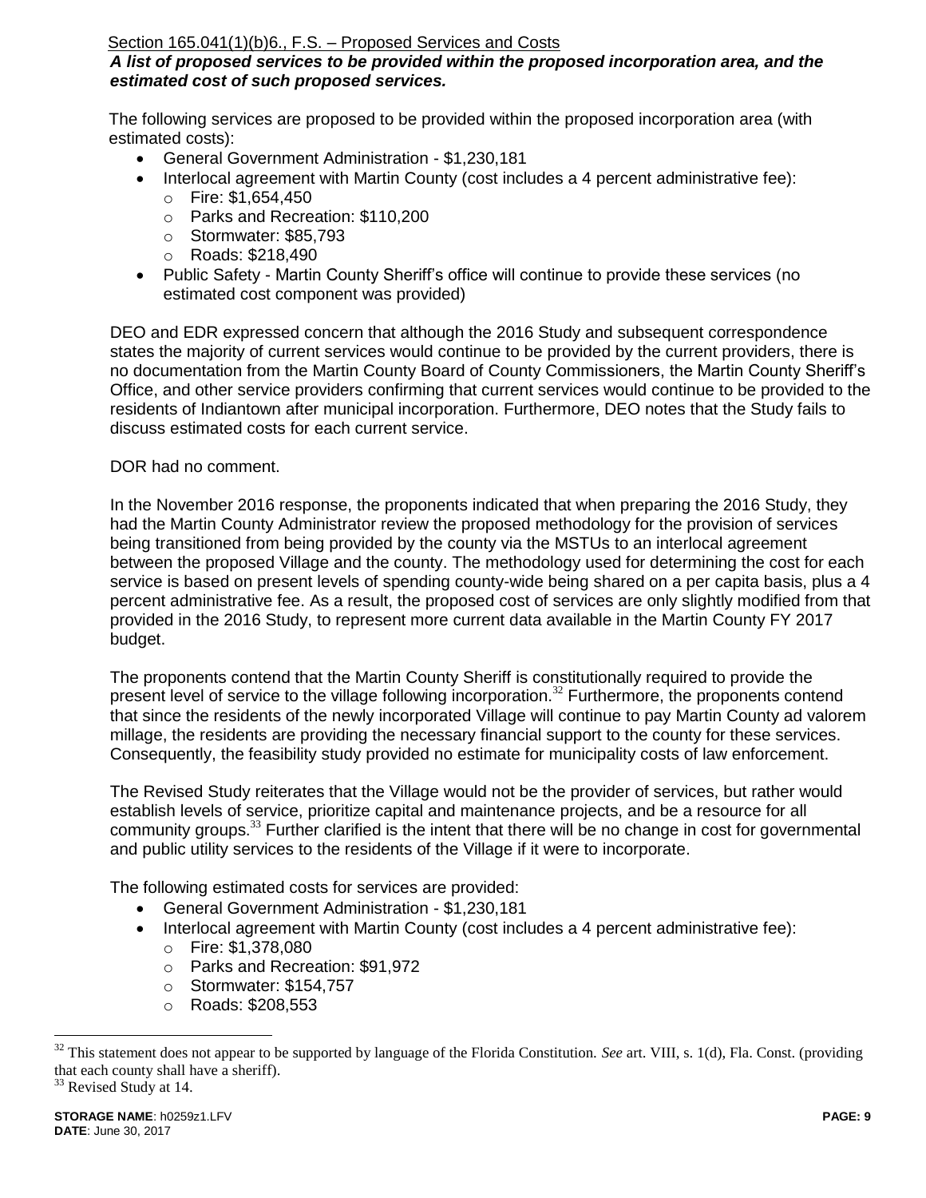Section 165.041(1)(b)6., F.S. – Proposed Services and Costs

***A list of proposed services to be provided within the proposed incorporation area, and the estimated cost of such proposed services.***

The following services are proposed to be provided within the proposed incorporation area (with estimated costs):

- General Government Administration - $1,230,181
- Interlocal agreement with Martin County (cost includes a 4 percent administrative fee):
  - Fire: $1,654,450
  - Parks and Recreation: $110,200
  - Stormwater: $85,793
  - Roads: $218,490
- Public Safety - Martin County Sheriff's office will continue to provide these services (no estimated cost component was provided)

DEO and EDR expressed concern that although the 2016 Study and subsequent correspondence states the majority of current services would continue to be provided by the current providers, there is no documentation from the Martin County Board of County Commissioners, the Martin County Sheriff's Office, and other service providers confirming that current services would continue to be provided to the residents of Indiantown after municipal incorporation. Furthermore, DEO notes that the Study fails to discuss estimated costs for each current service.

DOR had no comment.

In the November 2016 response, the proponents indicated that when preparing the 2016 Study, they had the Martin County Administrator review the proposed methodology for the provision of services being transitioned from being provided by the county via the MSTUs to an interlocal agreement between the proposed Village and the county. The methodology used for determining the cost for each service is based on present levels of spending county-wide being shared on a per capita basis, plus a 4 percent administrative fee. As a result, the proposed cost of services are only slightly modified from that provided in the 2016 Study, to represent more current data available in the Martin County FY 2017 budget.

The proponents contend that the Martin County Sheriff is constitutionally required to provide the present level of service to the village following incorporation.[32] Furthermore, the proponents contend that since the residents of the newly incorporated Village will continue to pay Martin County ad valorem millage, the residents are providing the necessary financial support to the county for these services. Consequently, the feasibility study provided no estimate for municipality costs of law enforcement.

The Revised Study reiterates that the Village would not be the provider of services, but rather would establish levels of service, prioritize capital and maintenance projects, and be a resource for all community groups.[33] Further clarified is the intent that there will be no change in cost for governmental and public utility services to the residents of the Village if it were to incorporate.

The following estimated costs for services are provided:

- General Government Administration - $1,230,181
- Interlocal agreement with Martin County (cost includes a 4 percent administrative fee):
  - Fire: $1,378,080
  - Parks and Recreation: $91,972
  - Stormwater: $154,757
  - Roads: $208,553

---

[32] This statement does not appear to be supported by language of the Florida Constitution. *See* art. VIII, s. 1(d), Fla. Const. (providing that each county shall have a sheriff).

[33] Revised Study at 14.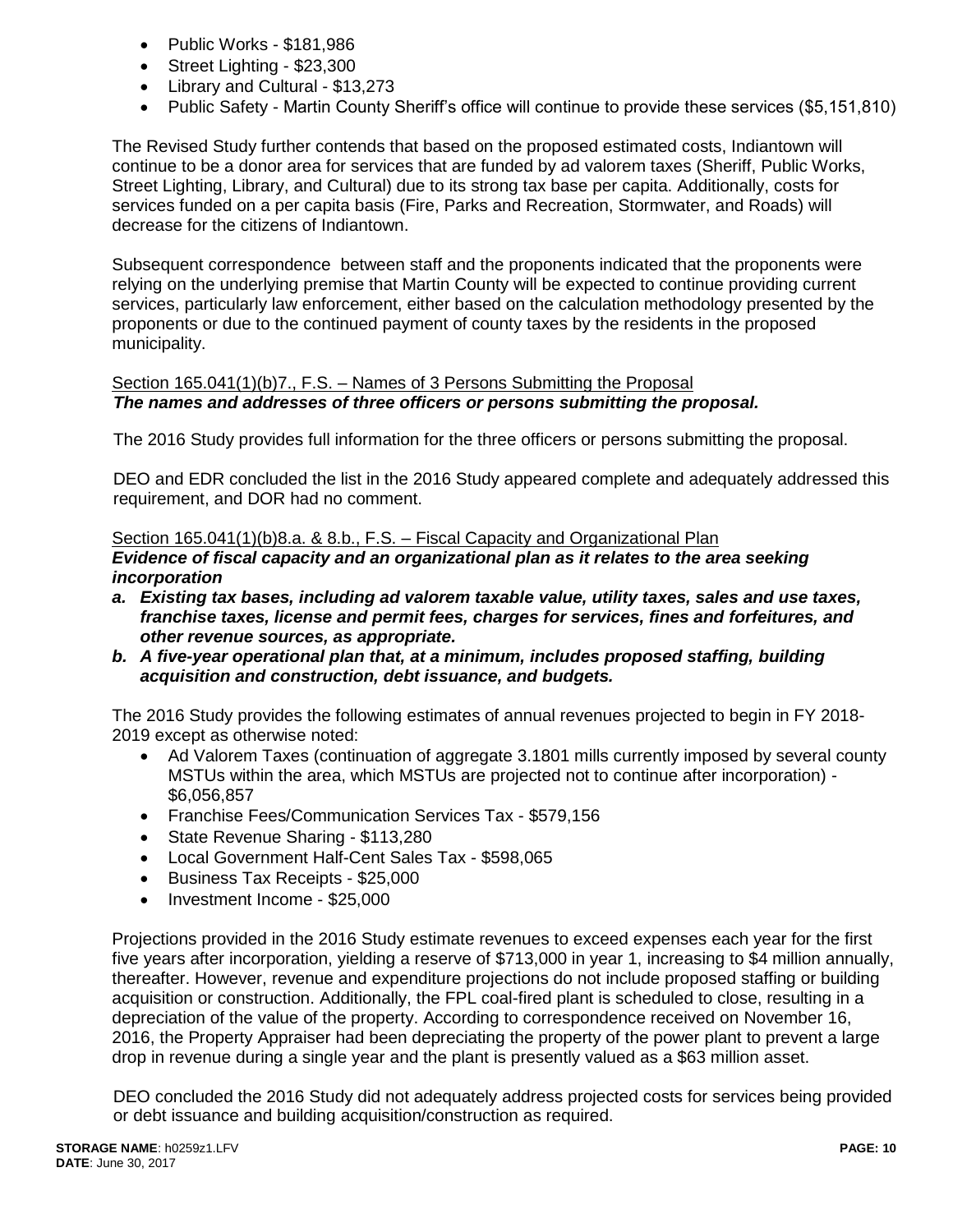- Public Works - $181,986
- Street Lighting - $23,300
- Library and Cultural - $13,273
- Public Safety - Martin County Sheriff's office will continue to provide these services ($5,151,810)

The Revised Study further contends that based on the proposed estimated costs, Indiantown will continue to be a donor area for services that are funded by ad valorem taxes (Sheriff, Public Works, Street Lighting, Library, and Cultural) due to its strong tax base per capita. Additionally, costs for services funded on a per capita basis (Fire, Parks and Recreation, Stormwater, and Roads) will decrease for the citizens of Indiantown.

Subsequent correspondence between staff and the proponents indicated that the proponents were relying on the underlying premise that Martin County will be expected to continue providing current services, particularly law enforcement, either based on the calculation methodology presented by the proponents or due to the continued payment of county taxes by the residents in the proposed municipality.

Section 165.041(1)(b)7., F.S. – Names of 3 Persons Submitting the Proposal

***The names and addresses of three officers or persons submitting the proposal.***

The 2016 Study provides full information for the three officers or persons submitting the proposal.

DEO and EDR concluded the list in the 2016 Study appeared complete and adequately addressed this requirement, and DOR had no comment.

Section 165.041(1)(b)8.a. & 8.b., F.S. – Fiscal Capacity and Organizational Plan

***Evidence of fiscal capacity and an organizational plan as it relates to the area seeking incorporation***

- ***a. Existing tax bases, including ad valorem taxable value, utility taxes, sales and use taxes, franchise taxes, license and permit fees, charges for services, fines and forfeitures, and other revenue sources, as appropriate.***
- ***b. A five-year operational plan that, at a minimum, includes proposed staffing, building acquisition and construction, debt issuance, and budgets.***

The 2016 Study provides the following estimates of annual revenues projected to begin in FY 2018-2019 except as otherwise noted:

- Ad Valorem Taxes (continuation of aggregate 3.1801 mills currently imposed by several county MSTUs within the area, which MSTUs are projected not to continue after incorporation) - $6,056,857
- Franchise Fees/Communication Services Tax - $579,156
- State Revenue Sharing - $113,280
- Local Government Half-Cent Sales Tax - $598,065
- Business Tax Receipts - $25,000
- Investment Income - $25,000

Projections provided in the 2016 Study estimate revenues to exceed expenses each year for the first five years after incorporation, yielding a reserve of $713,000 in year 1, increasing to $4 million annually, thereafter. However, revenue and expenditure projections do not include proposed staffing or building acquisition or construction. Additionally, the FPL coal-fired plant is scheduled to close, resulting in a depreciation of the value of the property. According to correspondence received on November 16, 2016, the Property Appraiser had been depreciating the property of the power plant to prevent a large drop in revenue during a single year and the plant is presently valued as a $63 million asset.

DEO concluded the 2016 Study did not adequately address projected costs for services being provided or debt issuance and building acquisition/construction as required.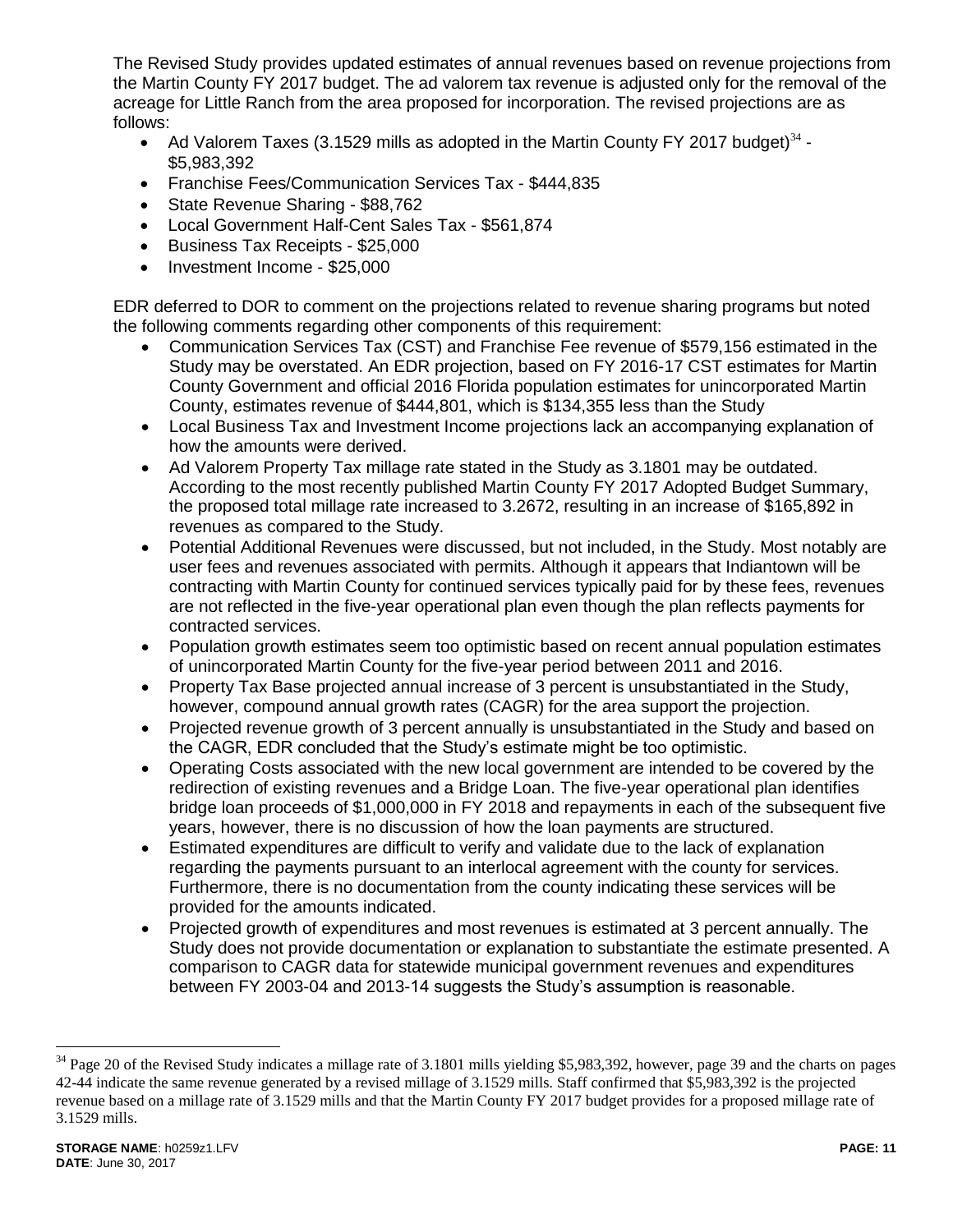The Revised Study provides updated estimates of annual revenues based on revenue projections from the Martin County FY 2017 budget. The ad valorem tax revenue is adjusted only for the removal of the acreage for Little Ranch from the area proposed for incorporation. The revised projections are as follows:

- Ad Valorem Taxes (3.1529 mills as adopted in the Martin County FY 2017 budget)[34] - $5,983,392
- Franchise Fees/Communication Services Tax - $444,835
- State Revenue Sharing - $88,762
- Local Government Half-Cent Sales Tax - $561,874
- Business Tax Receipts - $25,000
- Investment Income - $25,000

EDR deferred to DOR to comment on the projections related to revenue sharing programs but noted the following comments regarding other components of this requirement:

- Communication Services Tax (CST) and Franchise Fee revenue of $579,156 estimated in the Study may be overstated. An EDR projection, based on FY 2016-17 CST estimates for Martin County Government and official 2016 Florida population estimates for unincorporated Martin County, estimates revenue of $444,801, which is $134,355 less than the Study
- Local Business Tax and Investment Income projections lack an accompanying explanation of how the amounts were derived.
- Ad Valorem Property Tax millage rate stated in the Study as 3.1801 may be outdated. According to the most recently published Martin County FY 2017 Adopted Budget Summary, the proposed total millage rate increased to 3.2672, resulting in an increase of $165,892 in revenues as compared to the Study.
- Potential Additional Revenues were discussed, but not included, in the Study. Most notably are user fees and revenues associated with permits. Although it appears that Indiantown will be contracting with Martin County for continued services typically paid for by these fees, revenues are not reflected in the five-year operational plan even though the plan reflects payments for contracted services.
- Population growth estimates seem too optimistic based on recent annual population estimates of unincorporated Martin County for the five-year period between 2011 and 2016.
- Property Tax Base projected annual increase of 3 percent is unsubstantiated in the Study, however, compound annual growth rates (CAGR) for the area support the projection.
- Projected revenue growth of 3 percent annually is unsubstantiated in the Study and based on the CAGR, EDR concluded that the Study's estimate might be too optimistic.
- Operating Costs associated with the new local government are intended to be covered by the redirection of existing revenues and a Bridge Loan. The five-year operational plan identifies bridge loan proceeds of $1,000,000 in FY 2018 and repayments in each of the subsequent five years, however, there is no discussion of how the loan payments are structured.
- Estimated expenditures are difficult to verify and validate due to the lack of explanation regarding the payments pursuant to an interlocal agreement with the county for services. Furthermore, there is no documentation from the county indicating these services will be provided for the amounts indicated.
- Projected growth of expenditures and most revenues is estimated at 3 percent annually. The Study does not provide documentation or explanation to substantiate the estimate presented. A comparison to CAGR data for statewide municipal government revenues and expenditures between FY 2003-04 and 2013-14 suggests the Study's assumption is reasonable.

---

[34] Page 20 of the Revised Study indicates a millage rate of 3.1801 mills yielding $5,983,392, however, page 39 and the charts on pages 42-44 indicate the same revenue generated by a revised millage of 3.1529 mills. Staff confirmed that $5,983,392 is the projected revenue based on a millage rate of 3.1529 mills and that the Martin County FY 2017 budget provides for a proposed millage rate of 3.1529 mills.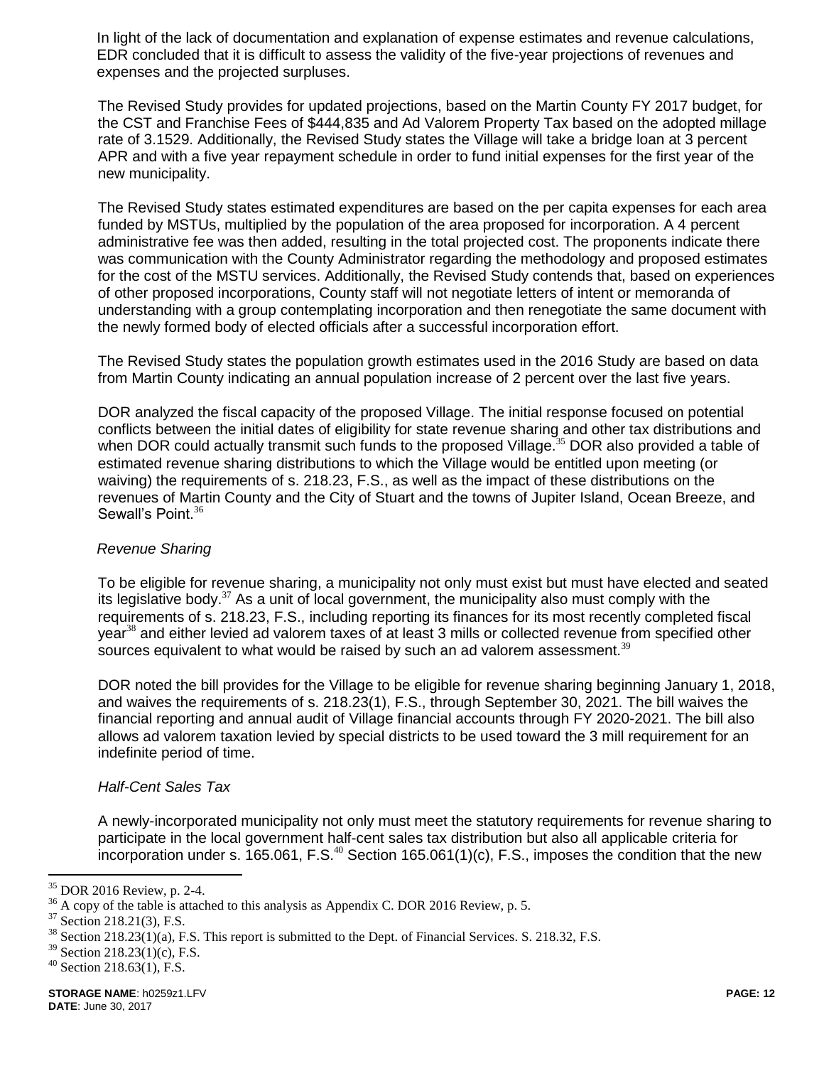In light of the lack of documentation and explanation of expense estimates and revenue calculations, EDR concluded that it is difficult to assess the validity of the five-year projections of revenues and expenses and the projected surpluses.

The Revised Study provides for updated projections, based on the Martin County FY 2017 budget, for the CST and Franchise Fees of $444,835 and Ad Valorem Property Tax based on the adopted millage rate of 3.1529. Additionally, the Revised Study states the Village will take a bridge loan at 3 percent APR and with a five year repayment schedule in order to fund initial expenses for the first year of the new municipality.

The Revised Study states estimated expenditures are based on the per capita expenses for each area funded by MSTUs, multiplied by the population of the area proposed for incorporation. A 4 percent administrative fee was then added, resulting in the total projected cost. The proponents indicate there was communication with the County Administrator regarding the methodology and proposed estimates for the cost of the MSTU services. Additionally, the Revised Study contends that, based on experiences of other proposed incorporations, County staff will not negotiate letters of intent or memoranda of understanding with a group contemplating incorporation and then renegotiate the same document with the newly formed body of elected officials after a successful incorporation effort.

The Revised Study states the population growth estimates used in the 2016 Study are based on data from Martin County indicating an annual population increase of 2 percent over the last five years.

DOR analyzed the fiscal capacity of the proposed Village. The initial response focused on potential conflicts between the initial dates of eligibility for state revenue sharing and other tax distributions and when DOR could actually transmit such funds to the proposed Village.[35] DOR also provided a table of estimated revenue sharing distributions to which the Village would be entitled upon meeting (or waiving) the requirements of s. 218.23, F.S., as well as the impact of these distributions on the revenues of Martin County and the City of Stuart and the towns of Jupiter Island, Ocean Breeze, and Sewall's Point.[36]

*Revenue Sharing*

To be eligible for revenue sharing, a municipality not only must exist but must have elected and seated its legislative body.[37] As a unit of local government, the municipality also must comply with the requirements of s. 218.23, F.S., including reporting its finances for its most recently completed fiscal year[38] and either levied ad valorem taxes of at least 3 mills or collected revenue from specified other sources equivalent to what would be raised by such an ad valorem assessment.[39]

DOR noted the bill provides for the Village to be eligible for revenue sharing beginning January 1, 2018, and waives the requirements of s. 218.23(1), F.S., through September 30, 2021. The bill waives the financial reporting and annual audit of Village financial accounts through FY 2020-2021. The bill also allows ad valorem taxation levied by special districts to be used toward the 3 mill requirement for an indefinite period of time.

*Half-Cent Sales Tax*

A newly-incorporated municipality not only must meet the statutory requirements for revenue sharing to participate in the local government half-cent sales tax distribution but also all applicable criteria for incorporation under s. 165.061, F.S.[40] Section 165.061(1)(c), F.S., imposes the condition that the new

---

[35] DOR 2016 Review, p. 2-4.

[36] A copy of the table is attached to this analysis as Appendix C. DOR 2016 Review, p. 5.

[37] Section 218.21(3), F.S.

[38] Section 218.23(1)(a), F.S. This report is submitted to the Dept. of Financial Services. S. 218.32, F.S.

[39] Section 218.23(1)(c), F.S.

[40] Section 218.63(1), F.S.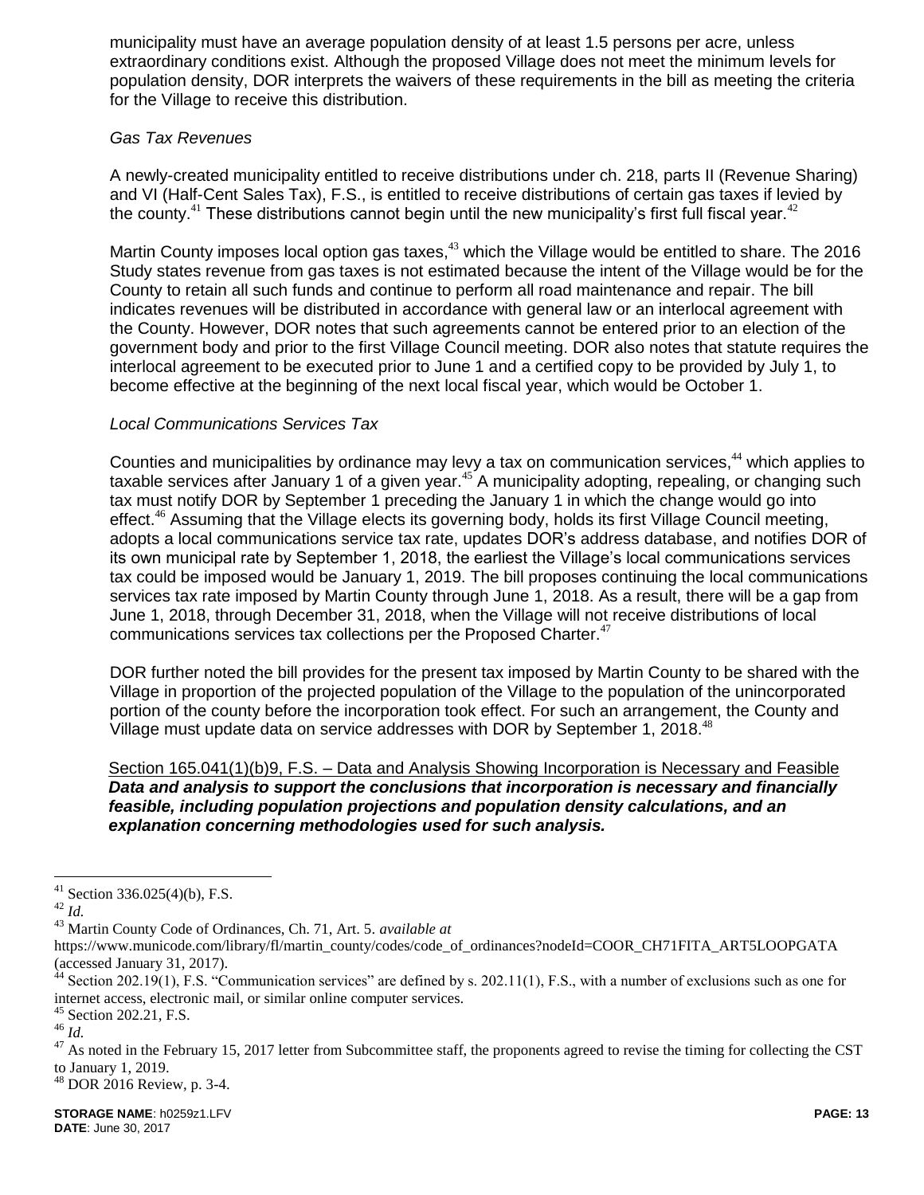municipality must have an average population density of at least 1.5 persons per acre, unless extraordinary conditions exist. Although the proposed Village does not meet the minimum levels for population density, DOR interprets the waivers of these requirements in the bill as meeting the criteria for the Village to receive this distribution.

*Gas Tax Revenues*

A newly-created municipality entitled to receive distributions under ch. 218, parts II (Revenue Sharing) and VI (Half-Cent Sales Tax), F.S., is entitled to receive distributions of certain gas taxes if levied by the county.[41] These distributions cannot begin until the new municipality's first full fiscal year.[42]

Martin County imposes local option gas taxes,[43] which the Village would be entitled to share. The 2016 Study states revenue from gas taxes is not estimated because the intent of the Village would be for the County to retain all such funds and continue to perform all road maintenance and repair. The bill indicates revenues will be distributed in accordance with general law or an interlocal agreement with the County. However, DOR notes that such agreements cannot be entered prior to an election of the government body and prior to the first Village Council meeting. DOR also notes that statute requires the interlocal agreement to be executed prior to June 1 and a certified copy to be provided by July 1, to become effective at the beginning of the next local fiscal year, which would be October 1.

*Local Communications Services Tax*

Counties and municipalities by ordinance may levy a tax on communication services,[44] which applies to taxable services after January 1 of a given year.[45] A municipality adopting, repealing, or changing such tax must notify DOR by September 1 preceding the January 1 in which the change would go into effect.[46] Assuming that the Village elects its governing body, holds its first Village Council meeting, adopts a local communications service tax rate, updates DOR's address database, and notifies DOR of its own municipal rate by September 1, 2018, the earliest the Village's local communications services tax could be imposed would be January 1, 2019. The bill proposes continuing the local communications services tax rate imposed by Martin County through June 1, 2018. As a result, there will be a gap from June 1, 2018, through December 31, 2018, when the Village will not receive distributions of local communications services tax collections per the Proposed Charter.[47]

DOR further noted the bill provides for the present tax imposed by Martin County to be shared with the Village in proportion of the projected population of the Village to the population of the unincorporated portion of the county before the incorporation took effect. For such an arrangement, the County and Village must update data on service addresses with DOR by September 1, 2018.[48]

<u>Section 165.041(1)(b)9, F.S. – Data and Analysis Showing Incorporation is Necessary and Feasible</u>
***Data and analysis to support the conclusions that incorporation is necessary and financially feasible, including population projections and population density calculations, and an explanation concerning methodologies used for such analysis.***

---

[41] Section 336.025(4)(b), F.S.

[42] *Id.*

[43] Martin County Code of Ordinances, Ch. 71, Art. 5. *available at* https://www.municode.com/library/fl/martin_county/codes/code_of_ordinances?nodeId=COOR_CH71FITA_ART5LOOPGATA (accessed January 31, 2017).

[44] Section 202.19(1), F.S. "Communication services" are defined by s. 202.11(1), F.S., with a number of exclusions such as one for internet access, electronic mail, or similar online computer services.

[45] Section 202.21, F.S.

[46] *Id.*

[47] As noted in the February 15, 2017 letter from Subcommittee staff, the proponents agreed to revise the timing for collecting the CST to January 1, 2019.

[48] DOR 2016 Review, p. 3-4.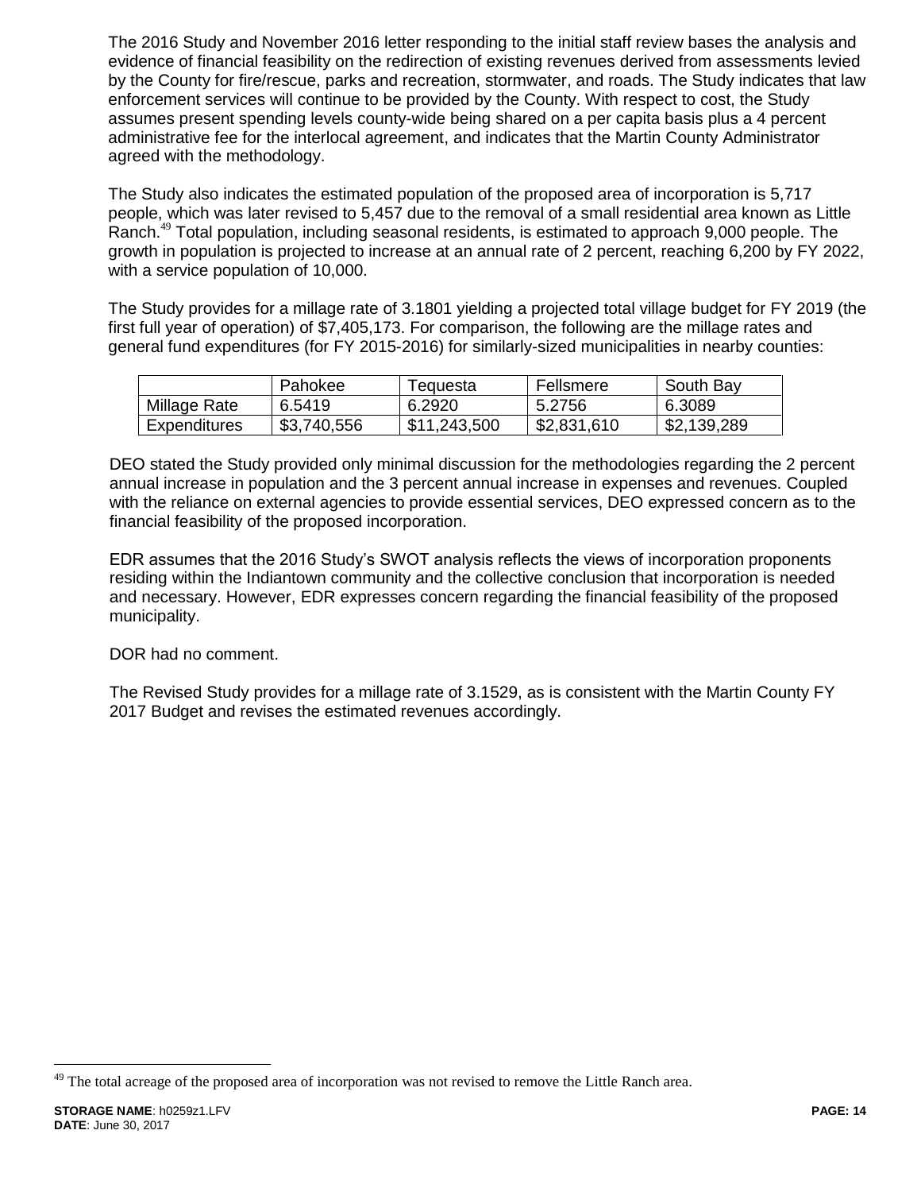The 2016 Study and November 2016 letter responding to the initial staff review bases the analysis and evidence of financial feasibility on the redirection of existing revenues derived from assessments levied by the County for fire/rescue, parks and recreation, stormwater, and roads. The Study indicates that law enforcement services will continue to be provided by the County. With respect to cost, the Study assumes present spending levels county-wide being shared on a per capita basis plus a 4 percent administrative fee for the interlocal agreement, and indicates that the Martin County Administrator agreed with the methodology.

The Study also indicates the estimated population of the proposed area of incorporation is 5,717 people, which was later revised to 5,457 due to the removal of a small residential area known as Little Ranch.[49] Total population, including seasonal residents, is estimated to approach 9,000 people. The growth in population is projected to increase at an annual rate of 2 percent, reaching 6,200 by FY 2022, with a service population of 10,000.

The Study provides for a millage rate of 3.1801 yielding a projected total village budget for FY 2019 (the first full year of operation) of $7,405,173. For comparison, the following are the millage rates and general fund expenditures (for FY 2015-2016) for similarly-sized municipalities in nearby counties:

| | Pahokee | Tequesta | Fellsmere | South Bay |
|---|---|---|---|---|
| Millage Rate | 6.5419 | 6.2920 | 5.2756 | 6.3089 |
| Expenditures | $3,740,556 | $11,243,500 | $2,831,610 | $2,139,289 |

DEO stated the Study provided only minimal discussion for the methodologies regarding the 2 percent annual increase in population and the 3 percent annual increase in expenses and revenues. Coupled with the reliance on external agencies to provide essential services, DEO expressed concern as to the financial feasibility of the proposed incorporation.

EDR assumes that the 2016 Study's SWOT analysis reflects the views of incorporation proponents residing within the Indiantown community and the collective conclusion that incorporation is needed and necessary. However, EDR expresses concern regarding the financial feasibility of the proposed municipality.

DOR had no comment.

The Revised Study provides for a millage rate of 3.1529, as is consistent with the Martin County FY 2017 Budget and revises the estimated revenues accordingly.

[49] The total acreage of the proposed area of incorporation was not revised to remove the Little Ranch area.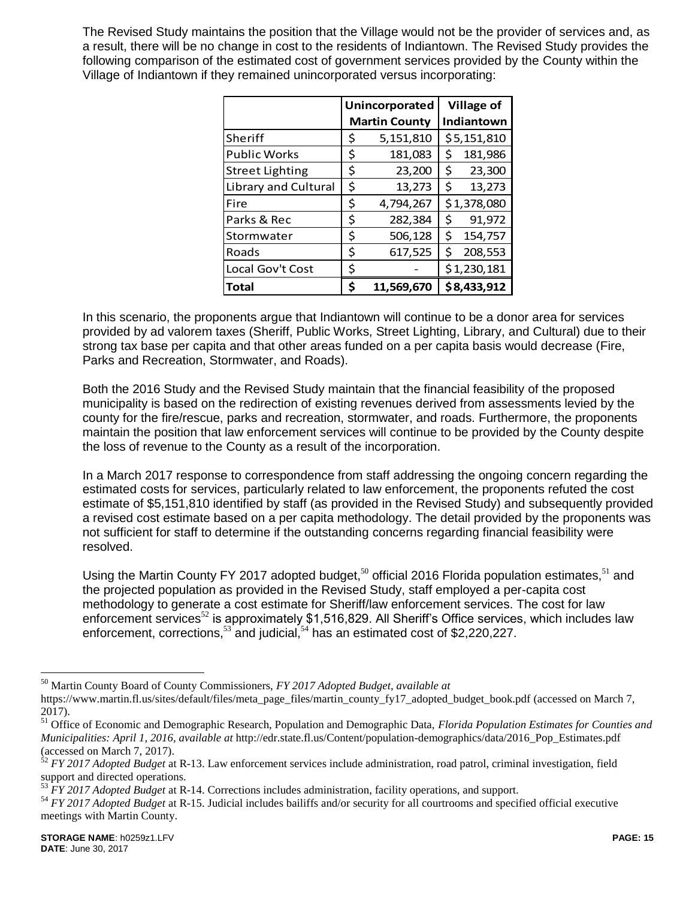The Revised Study maintains the position that the Village would not be the provider of services and, as a result, there will be no change in cost to the residents of Indiantown. The Revised Study provides the following comparison of the estimated cost of government services provided by the County within the Village of Indiantown if they remained unincorporated versus incorporating:

| | Unincorporated Martin County | Village of Indiantown |
|---|---|---|
| Sheriff | $ 5,151,810 | $5,151,810 |
| Public Works | $ 181,083 | $ 181,986 |
| Street Lighting | $ 23,200 | $ 23,300 |
| Library and Cultural | $ 13,273 | $ 13,273 |
| Fire | $ 4,794,267 | $1,378,080 |
| Parks & Rec | $ 282,384 | $ 91,972 |
| Stormwater | $ 506,128 | $ 154,757 |
| Roads | $ 617,525 | $ 208,553 |
| Local Gov't Cost | $ - | $1,230,181 |
| **Total** | **$ 11,569,670** | **$8,433,912** |

In this scenario, the proponents argue that Indiantown will continue to be a donor area for services provided by ad valorem taxes (Sheriff, Public Works, Street Lighting, Library, and Cultural) due to their strong tax base per capita and that other areas funded on a per capita basis would decrease (Fire, Parks and Recreation, Stormwater, and Roads).

Both the 2016 Study and the Revised Study maintain that the financial feasibility of the proposed municipality is based on the redirection of existing revenues derived from assessments levied by the county for the fire/rescue, parks and recreation, stormwater, and roads. Furthermore, the proponents maintain the position that law enforcement services will continue to be provided by the County despite the loss of revenue to the County as a result of the incorporation.

In a March 2017 response to correspondence from staff addressing the ongoing concern regarding the estimated costs for services, particularly related to law enforcement, the proponents refuted the cost estimate of $5,151,810 identified by staff (as provided in the Revised Study) and subsequently provided a revised cost estimate based on a per capita methodology. The detail provided by the proponents was not sufficient for staff to determine if the outstanding concerns regarding financial feasibility were resolved.

Using the Martin County FY 2017 adopted budget,[50] official 2016 Florida population estimates,[51] and the projected population as provided in the Revised Study, staff employed a per-capita cost methodology to generate a cost estimate for Sheriff/law enforcement services. The cost for law enforcement services[52] is approximately $1,516,829. All Sheriff's Office services, which includes law enforcement, corrections,[53] and judicial,[54] has an estimated cost of $2,220,227.

---

[50] Martin County Board of County Commissioners, *FY 2017 Adopted Budget*, *available at* https://www.martin.fl.us/sites/default/files/meta_page_files/martin_county_fy17_adopted_budget_book.pdf (accessed on March 7, 2017).

[51] Office of Economic and Demographic Research, Population and Demographic Data, *Florida Population Estimates for Counties and Municipalities: April 1, 2016, available at* http://edr.state.fl.us/Content/population-demographics/data/2016_Pop_Estimates.pdf (accessed on March 7, 2017).

[52] *FY 2017 Adopted Budget* at R-13. Law enforcement services include administration, road patrol, criminal investigation, field support and directed operations.

[53] *FY 2017 Adopted Budget* at R-14. Corrections includes administration, facility operations, and support.

[54] *FY 2017 Adopted Budget* at R-15. Judicial includes bailiffs and/or security for all courtrooms and specified official executive meetings with Martin County.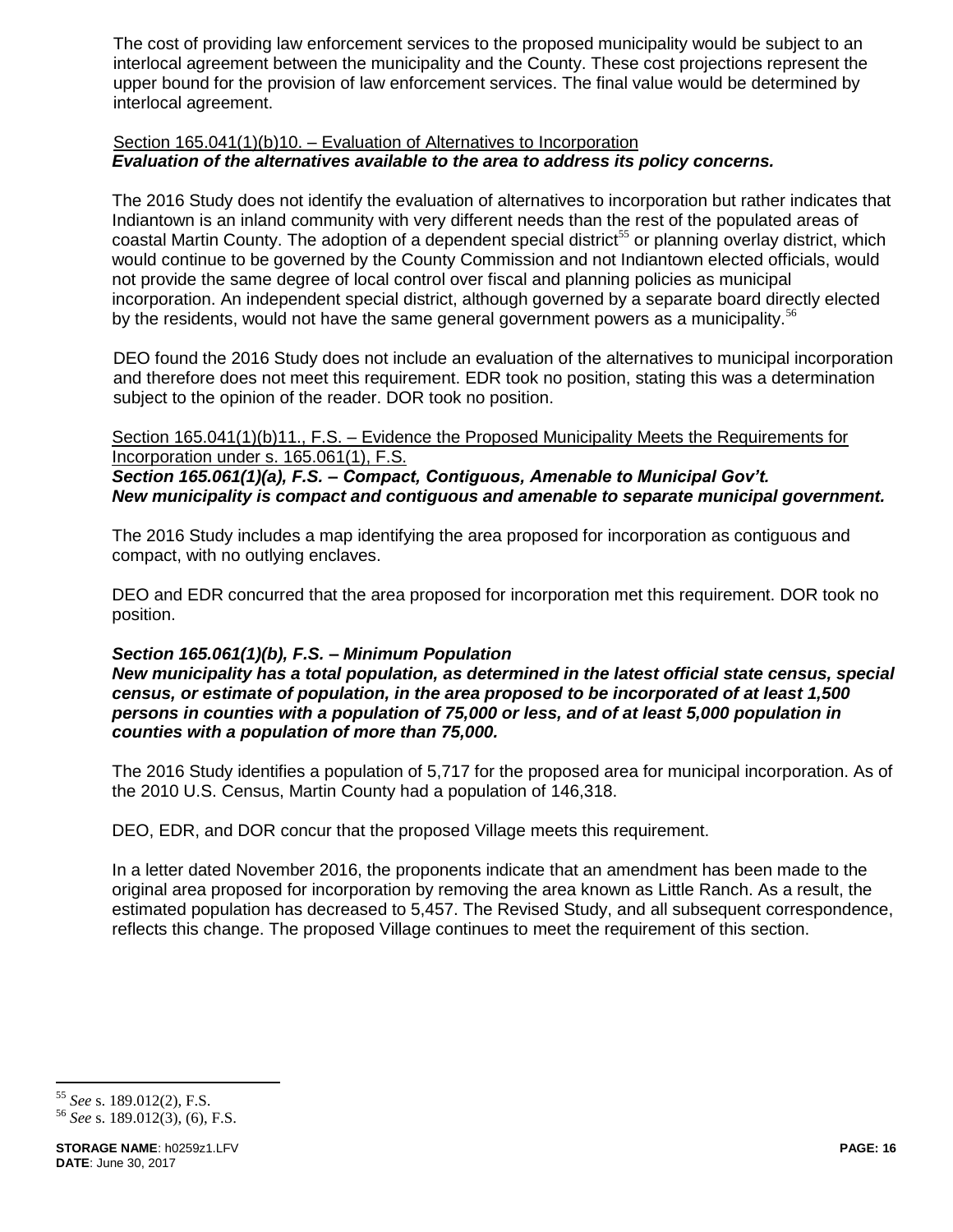The cost of providing law enforcement services to the proposed municipality would be subject to an interlocal agreement between the municipality and the County. These cost projections represent the upper bound for the provision of law enforcement services. The final value would be determined by interlocal agreement.

Section 165.041(1)(b)10. – Evaluation of Alternatives to Incorporation
***Evaluation of the alternatives available to the area to address its policy concerns.***

The 2016 Study does not identify the evaluation of alternatives to incorporation but rather indicates that Indiantown is an inland community with very different needs than the rest of the populated areas of coastal Martin County. The adoption of a dependent special district[55] or planning overlay district, which would continue to be governed by the County Commission and not Indiantown elected officials, would not provide the same degree of local control over fiscal and planning policies as municipal incorporation. An independent special district, although governed by a separate board directly elected by the residents, would not have the same general government powers as a municipality.[56]

DEO found the 2016 Study does not include an evaluation of the alternatives to municipal incorporation and therefore does not meet this requirement. EDR took no position, stating this was a determination subject to the opinion of the reader. DOR took no position.

Section 165.041(1)(b)11., F.S. – Evidence the Proposed Municipality Meets the Requirements for Incorporation under s. 165.061(1), F.S.
***Section 165.061(1)(a), F.S. – Compact, Contiguous, Amenable to Municipal Gov't.***
***New municipality is compact and contiguous and amenable to separate municipal government.***

The 2016 Study includes a map identifying the area proposed for incorporation as contiguous and compact, with no outlying enclaves.

DEO and EDR concurred that the area proposed for incorporation met this requirement. DOR took no position.

***Section 165.061(1)(b), F.S. – Minimum Population***
***New municipality has a total population, as determined in the latest official state census, special census, or estimate of population, in the area proposed to be incorporated of at least 1,500 persons in counties with a population of 75,000 or less, and of at least 5,000 population in counties with a population of more than 75,000.***

The 2016 Study identifies a population of 5,717 for the proposed area for municipal incorporation. As of the 2010 U.S. Census, Martin County had a population of 146,318.

DEO, EDR, and DOR concur that the proposed Village meets this requirement.

In a letter dated November 2016, the proponents indicate that an amendment has been made to the original area proposed for incorporation by removing the area known as Little Ranch. As a result, the estimated population has decreased to 5,457. The Revised Study, and all subsequent correspondence, reflects this change. The proposed Village continues to meet the requirement of this section.

---

[55] *See* s. 189.012(2), F.S.
[56] *See* s. 189.012(3), (6), F.S.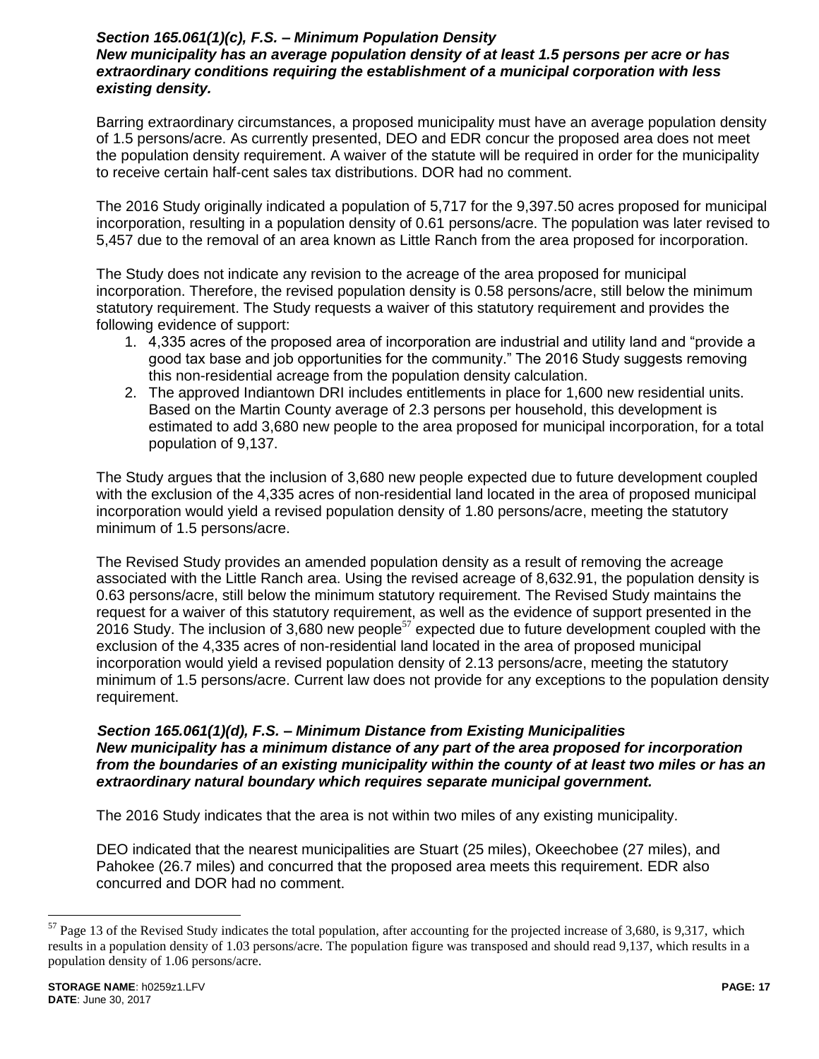***Section 165.061(1)(c), F.S. – Minimum Population Density***
***New municipality has an average population density of at least 1.5 persons per acre or has extraordinary conditions requiring the establishment of a municipal corporation with less existing density.***

Barring extraordinary circumstances, a proposed municipality must have an average population density of 1.5 persons/acre. As currently presented, DEO and EDR concur the proposed area does not meet the population density requirement. A waiver of the statute will be required in order for the municipality to receive certain half-cent sales tax distributions. DOR had no comment.

The 2016 Study originally indicated a population of 5,717 for the 9,397.50 acres proposed for municipal incorporation, resulting in a population density of 0.61 persons/acre. The population was later revised to 5,457 due to the removal of an area known as Little Ranch from the area proposed for incorporation.

The Study does not indicate any revision to the acreage of the area proposed for municipal incorporation. Therefore, the revised population density is 0.58 persons/acre, still below the minimum statutory requirement. The Study requests a waiver of this statutory requirement and provides the following evidence of support:

1. 4,335 acres of the proposed area of incorporation are industrial and utility land and "provide a good tax base and job opportunities for the community." The 2016 Study suggests removing this non-residential acreage from the population density calculation.
2. The approved Indiantown DRI includes entitlements in place for 1,600 new residential units. Based on the Martin County average of 2.3 persons per household, this development is estimated to add 3,680 new people to the area proposed for municipal incorporation, for a total population of 9,137.

The Study argues that the inclusion of 3,680 new people expected due to future development coupled with the exclusion of the 4,335 acres of non-residential land located in the area of proposed municipal incorporation would yield a revised population density of 1.80 persons/acre, meeting the statutory minimum of 1.5 persons/acre.

The Revised Study provides an amended population density as a result of removing the acreage associated with the Little Ranch area. Using the revised acreage of 8,632.91, the population density is 0.63 persons/acre, still below the minimum statutory requirement. The Revised Study maintains the request for a waiver of this statutory requirement, as well as the evidence of support presented in the 2016 Study. The inclusion of 3,680 new people[57] expected due to future development coupled with the exclusion of the 4,335 acres of non-residential land located in the area of proposed municipal incorporation would yield a revised population density of 2.13 persons/acre, meeting the statutory minimum of 1.5 persons/acre. Current law does not provide for any exceptions to the population density requirement.

***Section 165.061(1)(d), F.S. – Minimum Distance from Existing Municipalities***
***New municipality has a minimum distance of any part of the area proposed for incorporation from the boundaries of an existing municipality within the county of at least two miles or has an extraordinary natural boundary which requires separate municipal government.***

The 2016 Study indicates that the area is not within two miles of any existing municipality.

DEO indicated that the nearest municipalities are Stuart (25 miles), Okeechobee (27 miles), and Pahokee (26.7 miles) and concurred that the proposed area meets this requirement. EDR also concurred and DOR had no comment.

---

[57] Page 13 of the Revised Study indicates the total population, after accounting for the projected increase of 3,680, is 9,317, which results in a population density of 1.03 persons/acre. The population figure was transposed and should read 9,137, which results in a population density of 1.06 persons/acre.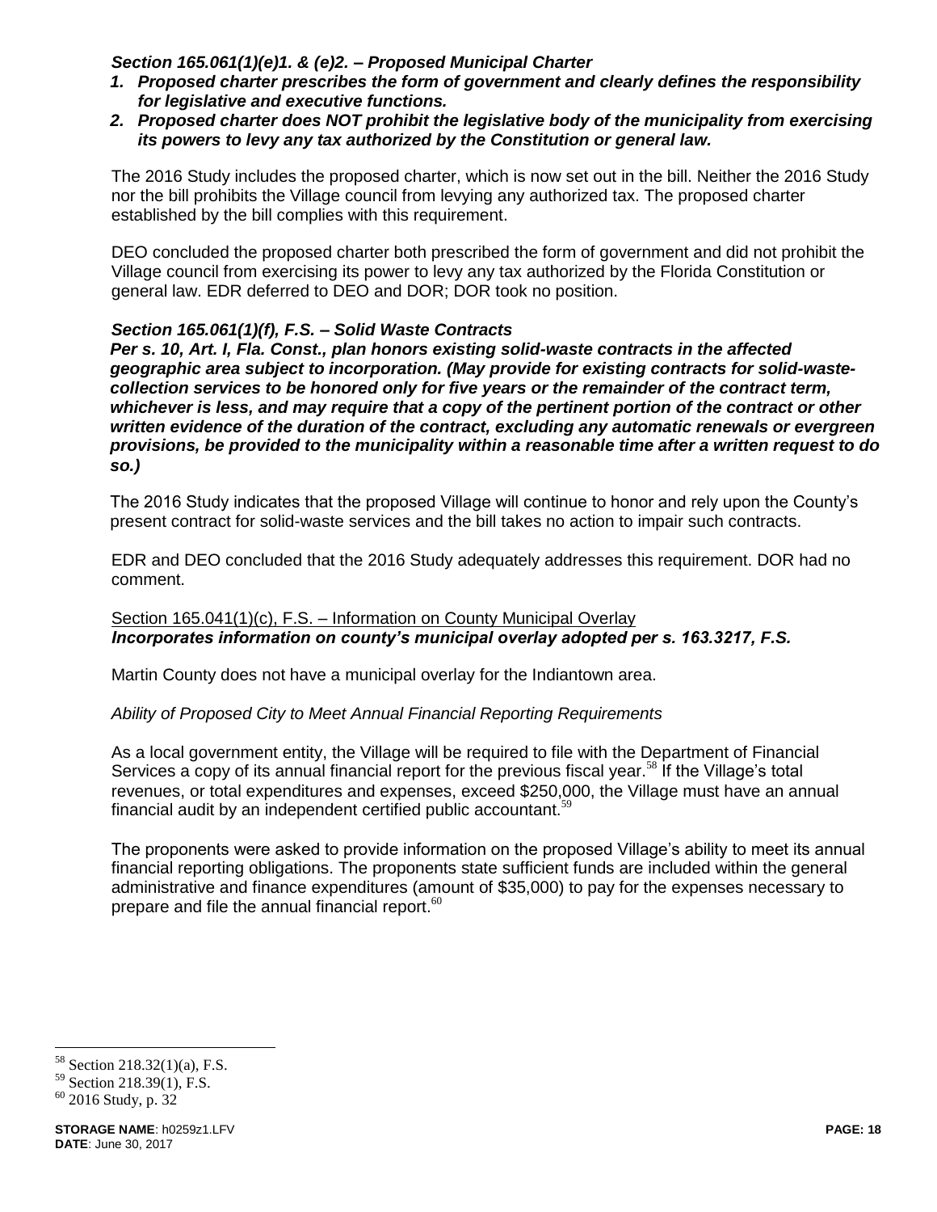***Section 165.061(1)(e)1. & (e)2. – Proposed Municipal Charter***

1. ***Proposed charter prescribes the form of government and clearly defines the responsibility for legislative and executive functions.***
2. ***Proposed charter does NOT prohibit the legislative body of the municipality from exercising its powers to levy any tax authorized by the Constitution or general law.***

The 2016 Study includes the proposed charter, which is now set out in the bill. Neither the 2016 Study nor the bill prohibits the Village council from levying any authorized tax. The proposed charter established by the bill complies with this requirement.

DEO concluded the proposed charter both prescribed the form of government and did not prohibit the Village council from exercising its power to levy any tax authorized by the Florida Constitution or general law. EDR deferred to DEO and DOR; DOR took no position.

***Section 165.061(1)(f), F.S. – Solid Waste Contracts***

***Per s. 10, Art. I, Fla. Const., plan honors existing solid-waste contracts in the affected geographic area subject to incorporation. (May provide for existing contracts for solid-waste-collection services to be honored only for five years or the remainder of the contract term, whichever is less, and may require that a copy of the pertinent portion of the contract or other written evidence of the duration of the contract, excluding any automatic renewals or evergreen provisions, be provided to the municipality within a reasonable time after a written request to do so.)***

The 2016 Study indicates that the proposed Village will continue to honor and rely upon the County's present contract for solid-waste services and the bill takes no action to impair such contracts.

EDR and DEO concluded that the 2016 Study adequately addresses this requirement. DOR had no comment.

<u>Section 165.041(1)(c), F.S. – Information on County Municipal Overlay</u>

***Incorporates information on county's municipal overlay adopted per s. 163.3217, F.S.***

Martin County does not have a municipal overlay for the Indiantown area.

*Ability of Proposed City to Meet Annual Financial Reporting Requirements*

As a local government entity, the Village will be required to file with the Department of Financial Services a copy of its annual financial report for the previous fiscal year.[58] If the Village's total revenues, or total expenditures and expenses, exceed $250,000, the Village must have an annual financial audit by an independent certified public accountant.[59]

The proponents were asked to provide information on the proposed Village's ability to meet its annual financial reporting obligations. The proponents state sufficient funds are included within the general administrative and finance expenditures (amount of $35,000) to pay for the expenses necessary to prepare and file the annual financial report.[60]

---

[58] Section 218.32(1)(a), F.S.

[59] Section 218.39(1), F.S.

[60] 2016 Study, p. 32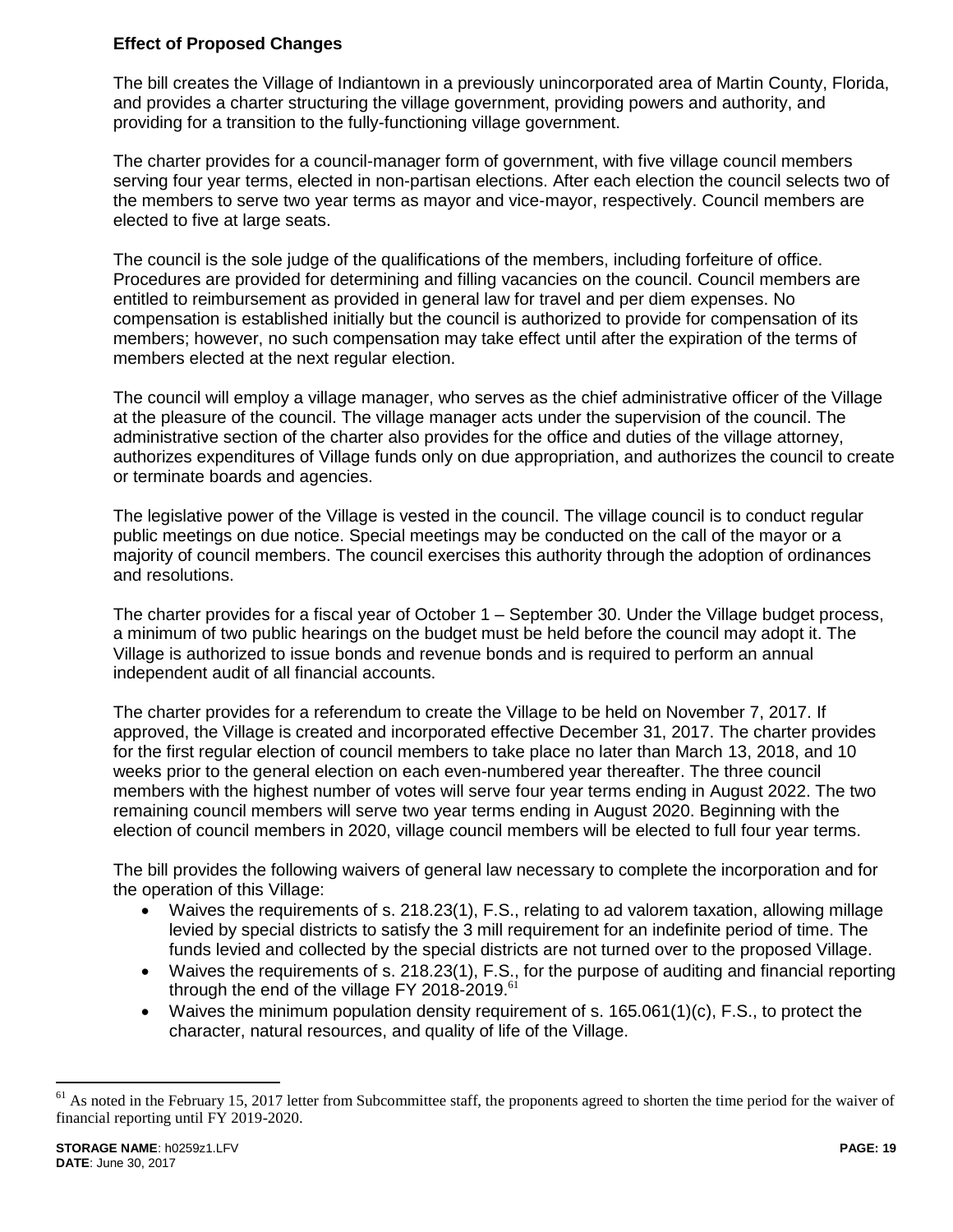**Effect of Proposed Changes**

The bill creates the Village of Indiantown in a previously unincorporated area of Martin County, Florida, and provides a charter structuring the village government, providing powers and authority, and providing for a transition to the fully-functioning village government.

The charter provides for a council-manager form of government, with five village council members serving four year terms, elected in non-partisan elections. After each election the council selects two of the members to serve two year terms as mayor and vice-mayor, respectively. Council members are elected to five at large seats.

The council is the sole judge of the qualifications of the members, including forfeiture of office. Procedures are provided for determining and filling vacancies on the council. Council members are entitled to reimbursement as provided in general law for travel and per diem expenses. No compensation is established initially but the council is authorized to provide for compensation of its members; however, no such compensation may take effect until after the expiration of the terms of members elected at the next regular election.

The council will employ a village manager, who serves as the chief administrative officer of the Village at the pleasure of the council. The village manager acts under the supervision of the council. The administrative section of the charter also provides for the office and duties of the village attorney, authorizes expenditures of Village funds only on due appropriation, and authorizes the council to create or terminate boards and agencies.

The legislative power of the Village is vested in the council. The village council is to conduct regular public meetings on due notice. Special meetings may be conducted on the call of the mayor or a majority of council members. The council exercises this authority through the adoption of ordinances and resolutions.

The charter provides for a fiscal year of October 1 – September 30. Under the Village budget process, a minimum of two public hearings on the budget must be held before the council may adopt it. The Village is authorized to issue bonds and revenue bonds and is required to perform an annual independent audit of all financial accounts.

The charter provides for a referendum to create the Village to be held on November 7, 2017. If approved, the Village is created and incorporated effective December 31, 2017. The charter provides for the first regular election of council members to take place no later than March 13, 2018, and 10 weeks prior to the general election on each even-numbered year thereafter. The three council members with the highest number of votes will serve four year terms ending in August 2022. The two remaining council members will serve two year terms ending in August 2020. Beginning with the election of council members in 2020, village council members will be elected to full four year terms.

The bill provides the following waivers of general law necessary to complete the incorporation and for the operation of this Village:

- Waives the requirements of s. 218.23(1), F.S., relating to ad valorem taxation, allowing millage levied by special districts to satisfy the 3 mill requirement for an indefinite period of time. The funds levied and collected by the special districts are not turned over to the proposed Village.
- Waives the requirements of s. 218.23(1), F.S., for the purpose of auditing and financial reporting through the end of the village FY 2018-2019.[61]
- Waives the minimum population density requirement of s. 165.061(1)(c), F.S., to protect the character, natural resources, and quality of life of the Village.

[61] As noted in the February 15, 2017 letter from Subcommittee staff, the proponents agreed to shorten the time period for the waiver of financial reporting until FY 2019-2020.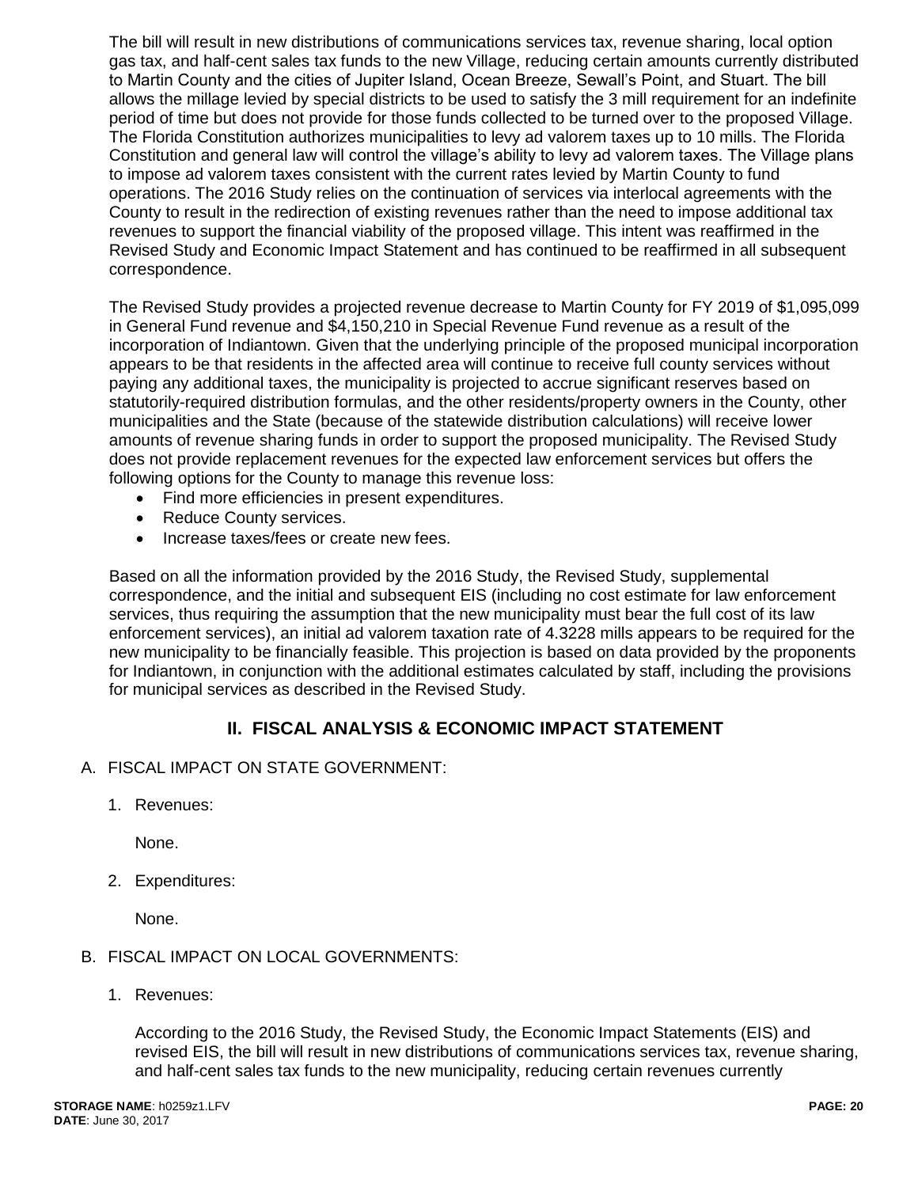The bill will result in new distributions of communications services tax, revenue sharing, local option gas tax, and half-cent sales tax funds to the new Village, reducing certain amounts currently distributed to Martin County and the cities of Jupiter Island, Ocean Breeze, Sewall's Point, and Stuart. The bill allows the millage levied by special districts to be used to satisfy the 3 mill requirement for an indefinite period of time but does not provide for those funds collected to be turned over to the proposed Village. The Florida Constitution authorizes municipalities to levy ad valorem taxes up to 10 mills. The Florida Constitution and general law will control the village's ability to levy ad valorem taxes. The Village plans to impose ad valorem taxes consistent with the current rates levied by Martin County to fund operations. The 2016 Study relies on the continuation of services via interlocal agreements with the County to result in the redirection of existing revenues rather than the need to impose additional tax revenues to support the financial viability of the proposed village. This intent was reaffirmed in the Revised Study and Economic Impact Statement and has continued to be reaffirmed in all subsequent correspondence.

The Revised Study provides a projected revenue decrease to Martin County for FY 2019 of $1,095,099 in General Fund revenue and $4,150,210 in Special Revenue Fund revenue as a result of the incorporation of Indiantown. Given that the underlying principle of the proposed municipal incorporation appears to be that residents in the affected area will continue to receive full county services without paying any additional taxes, the municipality is projected to accrue significant reserves based on statutorily-required distribution formulas, and the other residents/property owners in the County, other municipalities and the State (because of the statewide distribution calculations) will receive lower amounts of revenue sharing funds in order to support the proposed municipality. The Revised Study does not provide replacement revenues for the expected law enforcement services but offers the following options for the County to manage this revenue loss:

- Find more efficiencies in present expenditures.
- Reduce County services.
- Increase taxes/fees or create new fees.

Based on all the information provided by the 2016 Study, the Revised Study, supplemental correspondence, and the initial and subsequent EIS (including no cost estimate for law enforcement services, thus requiring the assumption that the new municipality must bear the full cost of its law enforcement services), an initial ad valorem taxation rate of 4.3228 mills appears to be required for the new municipality to be financially feasible. This projection is based on data provided by the proponents for Indiantown, in conjunction with the additional estimates calculated by staff, including the provisions for municipal services as described in the Revised Study.

## II. FISCAL ANALYSIS & ECONOMIC IMPACT STATEMENT

A. FISCAL IMPACT ON STATE GOVERNMENT:

1. Revenues:

   None.

2. Expenditures:

   None.

B. FISCAL IMPACT ON LOCAL GOVERNMENTS:

1. Revenues:

   According to the 2016 Study, the Revised Study, the Economic Impact Statements (EIS) and revised EIS, the bill will result in new distributions of communications services tax, revenue sharing, and half-cent sales tax funds to the new municipality, reducing certain revenues currently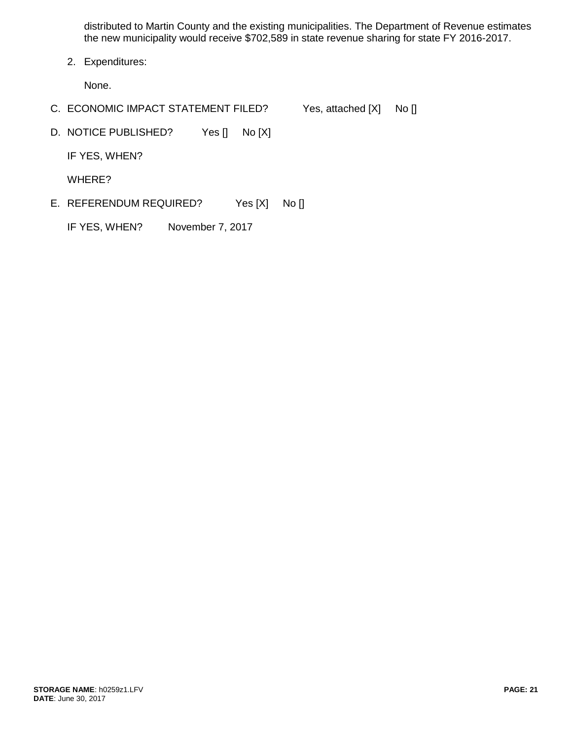distributed to Martin County and the existing municipalities. The Department of Revenue estimates the new municipality would receive $702,589 in state revenue sharing for state FY 2016-2017.

2. Expenditures:

   None.

C. ECONOMIC IMPACT STATEMENT FILED? Yes, attached [X] No []

D. NOTICE PUBLISHED? Yes [] No [X]

   IF YES, WHEN?

   WHERE?

E. REFERENDUM REQUIRED? Yes [X] No []

   IF YES, WHEN? November 7, 2017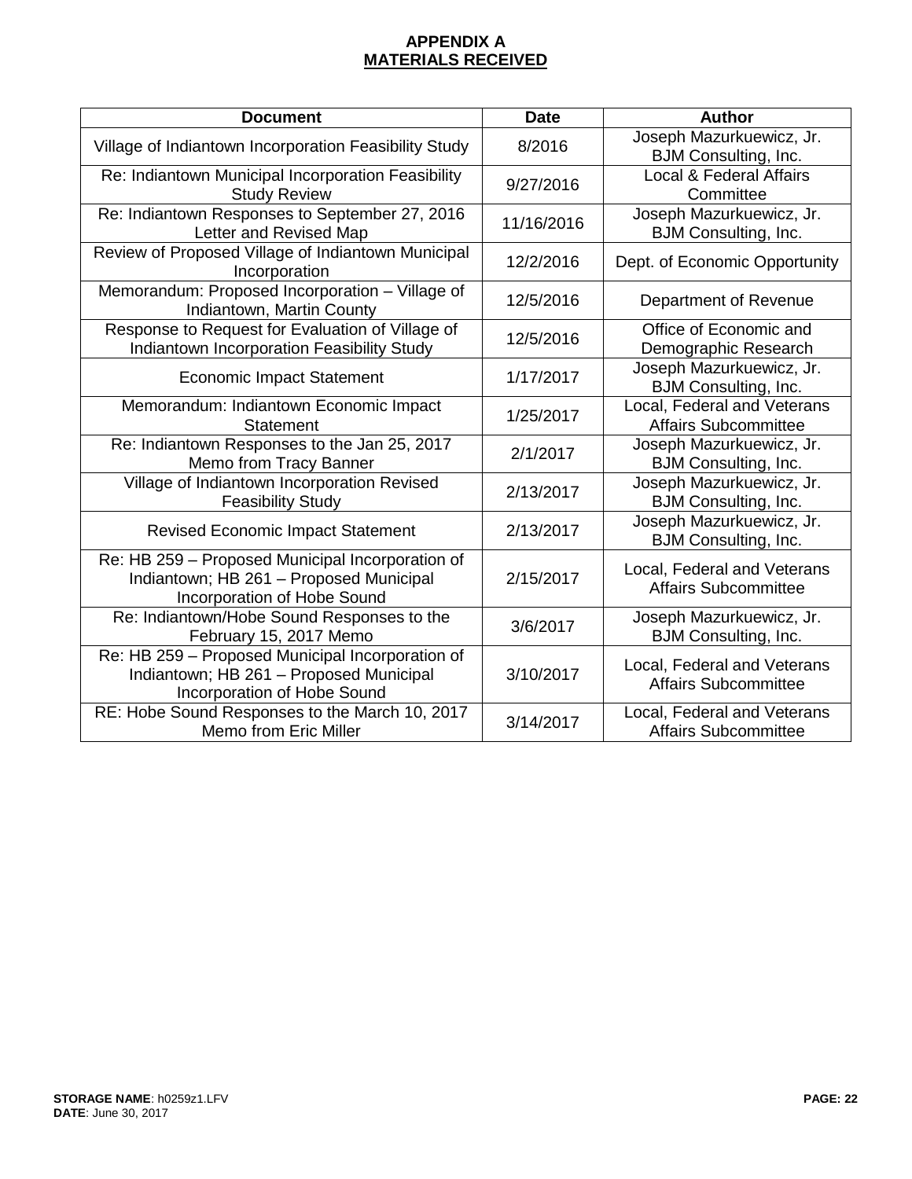# APPENDIX A
## MATERIALS RECEIVED

| Document | Date | Author |
|---|---|---|
| Village of Indiantown Incorporation Feasibility Study | 8/2016 | Joseph Mazurkuewicz, Jr. BJM Consulting, Inc. |
| Re: Indiantown Municipal Incorporation Feasibility Study Review | 9/27/2016 | Local & Federal Affairs Committee |
| Re: Indiantown Responses to September 27, 2016 Letter and Revised Map | 11/16/2016 | Joseph Mazurkuewicz, Jr. BJM Consulting, Inc. |
| Review of Proposed Village of Indiantown Municipal Incorporation | 12/2/2016 | Dept. of Economic Opportunity |
| Memorandum: Proposed Incorporation – Village of Indiantown, Martin County | 12/5/2016 | Department of Revenue |
| Response to Request for Evaluation of Village of Indiantown Incorporation Feasibility Study | 12/5/2016 | Office of Economic and Demographic Research |
| Economic Impact Statement | 1/17/2017 | Joseph Mazurkuewicz, Jr. BJM Consulting, Inc. |
| Memorandum: Indiantown Economic Impact Statement | 1/25/2017 | Local, Federal and Veterans Affairs Subcommittee |
| Re: Indiantown Responses to the Jan 25, 2017 Memo from Tracy Banner | 2/1/2017 | Joseph Mazurkuewicz, Jr. BJM Consulting, Inc. |
| Village of Indiantown Incorporation Revised Feasibility Study | 2/13/2017 | Joseph Mazurkuewicz, Jr. BJM Consulting, Inc. |
| Revised Economic Impact Statement | 2/13/2017 | Joseph Mazurkuewicz, Jr. BJM Consulting, Inc. |
| Re: HB 259 – Proposed Municipal Incorporation of Indiantown; HB 261 – Proposed Municipal Incorporation of Hobe Sound | 2/15/2017 | Local, Federal and Veterans Affairs Subcommittee |
| Re: Indiantown/Hobe Sound Responses to the February 15, 2017 Memo | 3/6/2017 | Joseph Mazurkuewicz, Jr. BJM Consulting, Inc. |
| Re: HB 259 – Proposed Municipal Incorporation of Indiantown; HB 261 – Proposed Municipal Incorporation of Hobe Sound | 3/10/2017 | Local, Federal and Veterans Affairs Subcommittee |
| RE: Hobe Sound Responses to the March 10, 2017 Memo from Eric Miller | 3/14/2017 | Local, Federal and Veterans Affairs Subcommittee |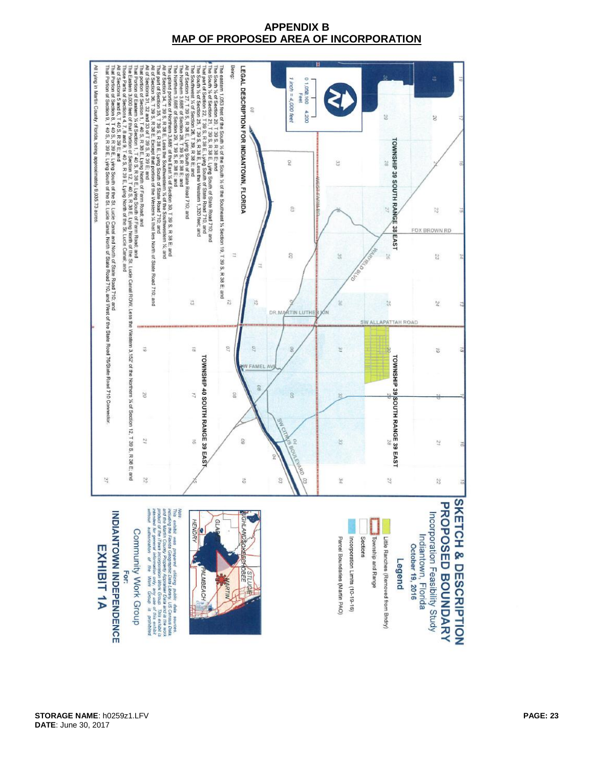# APPENDIX B

## MAP OF PROPOSED AREA OF INCORPORATION

**SKETCH & DESCRIPTION PROPOSED BOUNDARY**

Incorporation Feasibility Study
Indiantown, Florida
October 19, 2016

**Legend**

- Little Ranches (Removed from Bndry)
- Township and Range
- Sections
- Incorporation Limits (10-19-16)
- Parcel Boundaries (Martin PAO)

Note
This exhibit was prepared utilizing public data sources, including the Florida Geographic Data Library, US Census Data, and the Martin County Property Appraiser Data and is the work product of the Town Incorporation Work Group. This exhibit is intended for general information only, any use of this exhibit without authorization of the Work Group is prohibited.

For:
Community Work Group

**INDIANTOWN INDEPENDENCE EXHIBIT 1A**

TOWNSHIP 39 SOUTH RANGE 38 EAST

TOWNSHIP 39 SOUTH RANGE 39 EAST

TOWNSHIP 40 SOUTH RANGE 39 EAST

FOX BROWN RD
WARFIELD BLVD
SW ALLAPATTAH ROAD
DR. MARTIN LUTHER KIN
SW FAMEL AVE
SW CITRUS BOULEVARD

0 1,050 2,100 4,200 Feet
1 inch = 4,000 feet

### LEGAL DESCRIPTION FOR INDIANTOWN, FLORIDA

Being:

The eastern 1,053 feet of the South ½ of the South ½ of the Southeast ¼ Section 19, T 39 S, R 38 E; and
The South ½ of Section 20, T 39 S, R 38 E; and
The South ½ of Section 21, T 39 S, R 38 E, Lying South of State Road 710; and
That part of Section 22, T 39 S, R 38 E, Lying South of State Road 710, and
The South ½ of Section 25, T 39 S, R 38 E, Less the Western 1,320 feet; and
The Southwest ¼ of Section 26, T 39 S, R 38 E; and
All of Section 27, T 39 S, R 38 E, Lying South of State Road 710; and
The Northern 3,685' of Section 28, T 39 S, R 38 E; and
The Northern 3,685' of Section 29, T 39 S, R 38 E; and
The upland portion of Northern 3,685' of the East ½ of Section 30, T 39 S, R 38 E; and
All of Section 34, T 39 S, R 38 E, Less the Southwestern ¼ of the Southwestern ¼; and
That part of Section 35, T 39 S, R 38 E, Lying South of State Road 710; and
All of Section 36, T 39 S, R 38 E, Except that portion of the Western ¼ that lies North of State Road 710; and
All of Sections 31, 32 and 33 of T 39 S, R 39 E; and
That portion of Section 1, T 40 S, R 38 E, Lying North of Farm Road; and
That Portion of Eastern ½ of Section 1, T 40 S, R 38 E, Lying South of Farm Road; and
The Eastern 3,000 feet of that portion of Section 12, T 40 S, R 38 E, Lying North of the St. Lucie Canal ROW, Less the Western 3,152' of the Northern ¼ of Section 12, T 39 S, R 38 E; and
Those Parts of Sections 4, 7, 8 and 9, T 40 S, R 39 E, Lying North of the St. Lucie Canal; and
All of Sections 5 and 6, T 40 S, R 39 E; and
That Portion of Section 8, T 40 S, R 39 E, Lying South of the St. Lucie Canal and North of State Road 710; and
That Portion of Section 9, T 40 S, R 39 E, Lying South of the St. Lucie Canal, North of State Road 76/State Road 710 Connector.

All Lying in Martin County, Florida, being approximately 9,035.73 acres.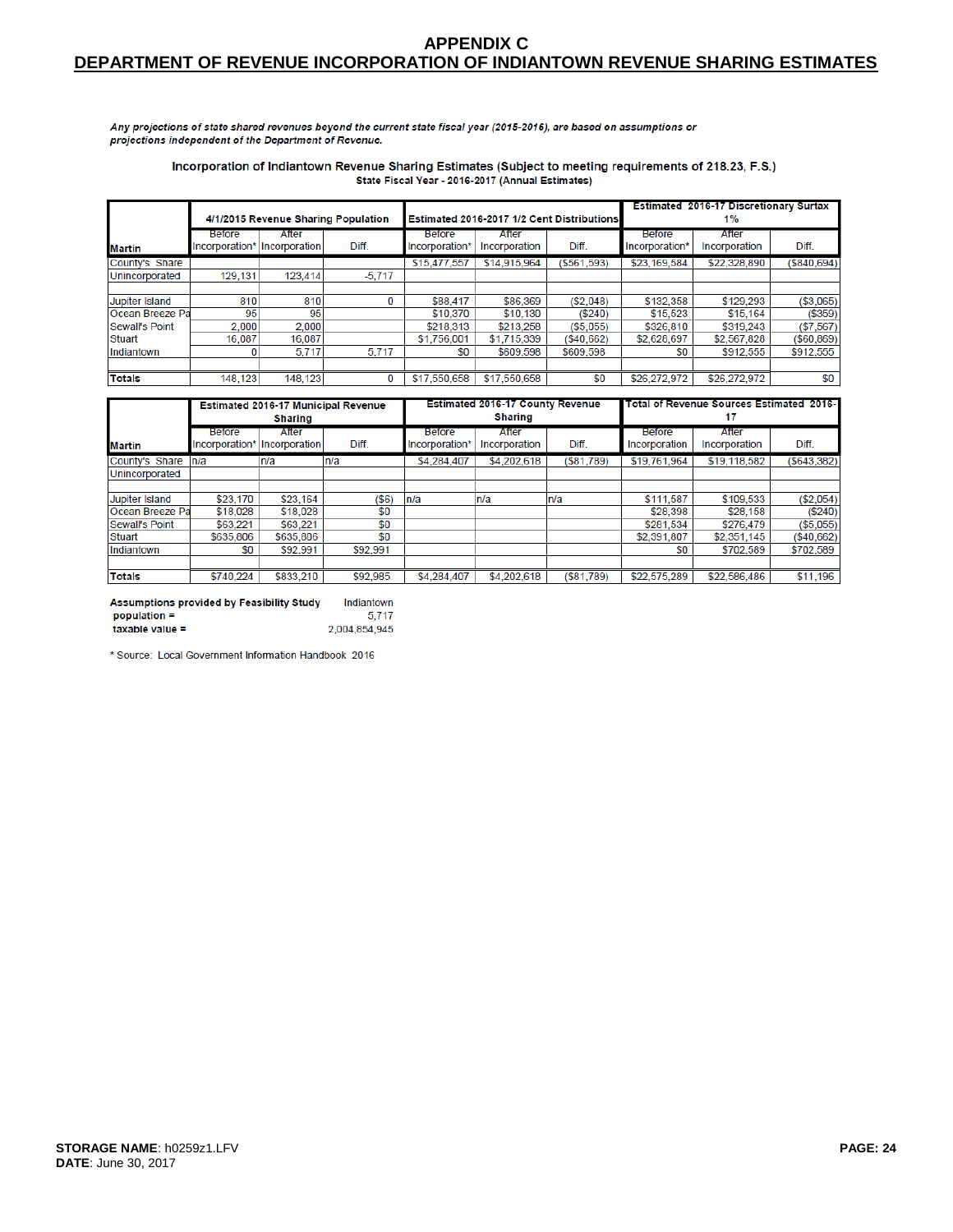## APPENDIX C

## DEPARTMENT OF REVENUE INCORPORATION OF INDIANTOWN REVENUE SHARING ESTIMATES

*Any projections of state shared revenues beyond the current state fiscal year (2015-2016), are based on assumptions or projections independent of the Department of Revenue.*

Incorporation of Indiantown Revenue Sharing Estimates (Subject to meeting requirements of 218.23, F.S.)

State Fiscal Year - 2016-2017 (Annual Estimates)

| Martin | 4/1/2015 Revenue Sharing Population | | | Estimated 2016-2017 1/2 Cent Distributions | | | Estimated 2016-17 Discretionary Surtax 1% | | |
|---|---|---|---|---|---|---|---|---|---|
| | Before Incorporation* | After Incorporation | Diff. | Before Incorporation* | After Incorporation | Diff. | Before Incorporation* | After Incorporation | Diff. |
| County's Share | | | | $15,477,557 | $14,915,964 | ($561,593) | $23,169,584 | $22,328,890 | ($840,694) |
| Unincorporated | 129,131 | 123,414 | -5,717 | | | | | | |
| | | | | | | | | | |
| Jupiter Island | 810 | 810 | 0 | $88,417 | $86,369 | ($2,048) | $132,358 | $129,293 | ($3,065) |
| Ocean Breeze Pa | 95 | 95 | | $10,370 | $10,130 | ($240) | $15,523 | $15,164 | ($359) |
| Sewall's Point | 2,000 | 2,000 | | $218,313 | $213,258 | ($5,055) | $326,810 | $319,243 | ($7,567) |
| Stuart | 16,087 | 16,087 | | $1,756,001 | $1,715,339 | ($40,662) | $2,628,697 | $2,567,828 | ($60,869) |
| Indiantown | 0 | 5,717 | 5,717 | $0 | $609,598 | $609,598 | $0 | $912,555 | $912,555 |
| | | | | | | | | | |
| Totals | 148,123 | 148,123 | 0 | $17,550,658 | $17,550,658 | $0 | $26,272,972 | $26,272,972 | $0 |

| Martin | Estimated 2016-17 Municipal Revenue Sharing | | | Estimated 2016-17 County Revenue Sharing | | | Total of Revenue Sources Estimated 2016-17 | | |
|---|---|---|---|---|---|---|---|---|---|
| | Before Incorporation* | After Incorporation | Diff. | Before Incorporation* | After Incorporation | Diff. | Before Incorporation | After Incorporation | Diff. |
| County's Share | n/a | n/a | n/a | $4,284,407 | $4,202,618 | ($81,789) | $19,761,964 | $19,118,582 | ($643,382) |
| Unincorporated | | | | | | | | | |
| | | | | | | | | | |
| Jupiter Island | $23,170 | $23,164 | ($6) | n/a | n/a | n/a | $111,587 | $109,533 | ($2,054) |
| Ocean Breeze Pa | $18,028 | $18,028 | $0 | | | | $28,398 | $28,158 | ($240) |
| Sewall's Point | $63,221 | $63,221 | $0 | | | | $281,534 | $276,479 | ($5,055) |
| Stuart | $635,806 | $635,806 | $0 | | | | $2,391,807 | $2,351,145 | ($40,662) |
| Indiantown | $0 | $92,991 | $92,991 | | | | $0 | $702,589 | $702,589 |
| | | | | | | | | | |
| Totals | $740,224 | $833,210 | $92,985 | $4,284,407 | $4,202,618 | ($81,789) | $22,575,289 | $22,586,486 | $11,196 |

| Assumptions provided by Feasibility Study | Indiantown |
|---|---|
| population = | 5,717 |
| taxable value = | 2,004,854,945 |

\* Source: Local Government Information Handbook 2016

**STORAGE NAME**: h0259z1.LFV
**DATE**: June 30, 2017